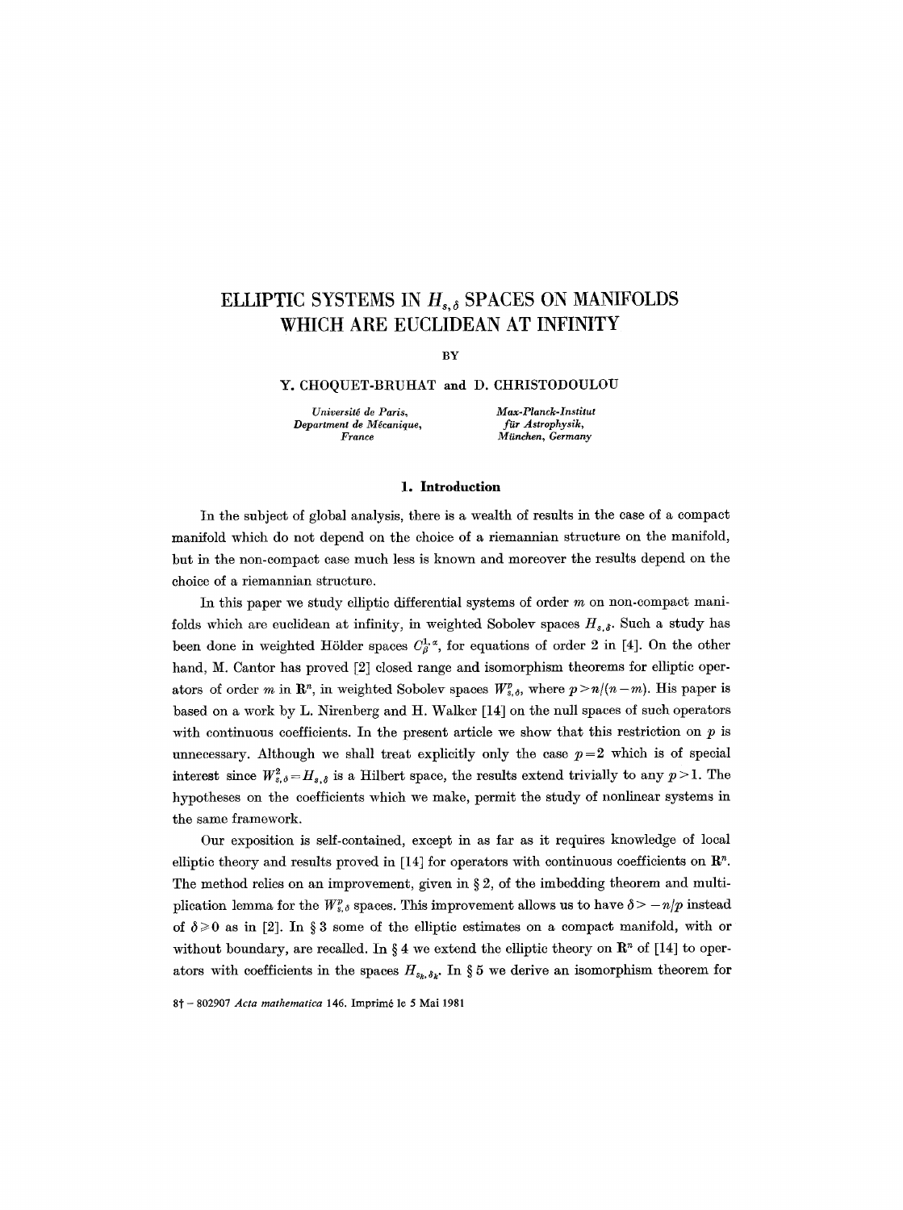# ELLIPTIC SYSTEMS IN $H_{s,\delta}$ SPACES ON MANIFOLDS WHICH ARE EUCLIDEAN AT INFINITY

BY

**Y. CHOQUET-BRUHAT and D. CHRISTODOULOU**

*Université de Paris,*
*Department de Mécanique,*
*France*

*Max-Planck-Institut*
*für Astrophysik,*
*München, Germany*

## 1. Introduction

In the subject of global analysis, there is a wealth of results in the case of a compact manifold which do not depend on the choice of a riemannian structure on the manifold, but in the non-compact case much less is known and moreover the results depend on the choice of a riemannian structure.

In this paper we study elliptic differential systems of order $m$ on non-compact manifolds which are euclidean at infinity, in weighted Sobolev spaces $H_{s,\delta}$. Such a study has been done in weighted Hölder spaces $C^{1,\alpha}_{\beta}$, for equations of order 2 in [4]. On the other hand, M. Cantor has proved [2] closed range and isomorphism theorems for elliptic operators of order $m$ in $\mathbf{R}^n$, in weighted Sobolev spaces $W^p_{s,\delta}$, where $p > n/(n-m)$. His paper is based on a work by L. Nirenberg and H. Walker [14] on the null spaces of such operators with continuous coefficients. In the present article we show that this restriction on $p$ is unnecessary. Although we shall treat explicitly only the case $p=2$ which is of special interest since $W^2_{s,\delta} = H_{s,\delta}$ is a Hilbert space, the results extend trivially to any $p > 1$. The hypotheses on the coefficients which we make, permit the study of nonlinear systems in the same framework.

Our exposition is self-contained, except in as far as it requires knowledge of local elliptic theory and results proved in [14] for operators with continuous coefficients on $\mathbf{R}^n$. The method relies on an improvement, given in § 2, of the imbedding theorem and multiplication lemma for the $W^p_{s,\delta}$ spaces. This improvement allows us to have $\delta > -n/p$ instead of $\delta \geq 0$ as in [2]. In § 3 some of the elliptic estimates on a compact manifold, with or without boundary, are recalled. In § 4 we extend the elliptic theory on $\mathbf{R}^n$ of [14] to operators with coefficients in the spaces $H_{s_k,\delta_k}$. In § 5 we derive an isomorphism theorem for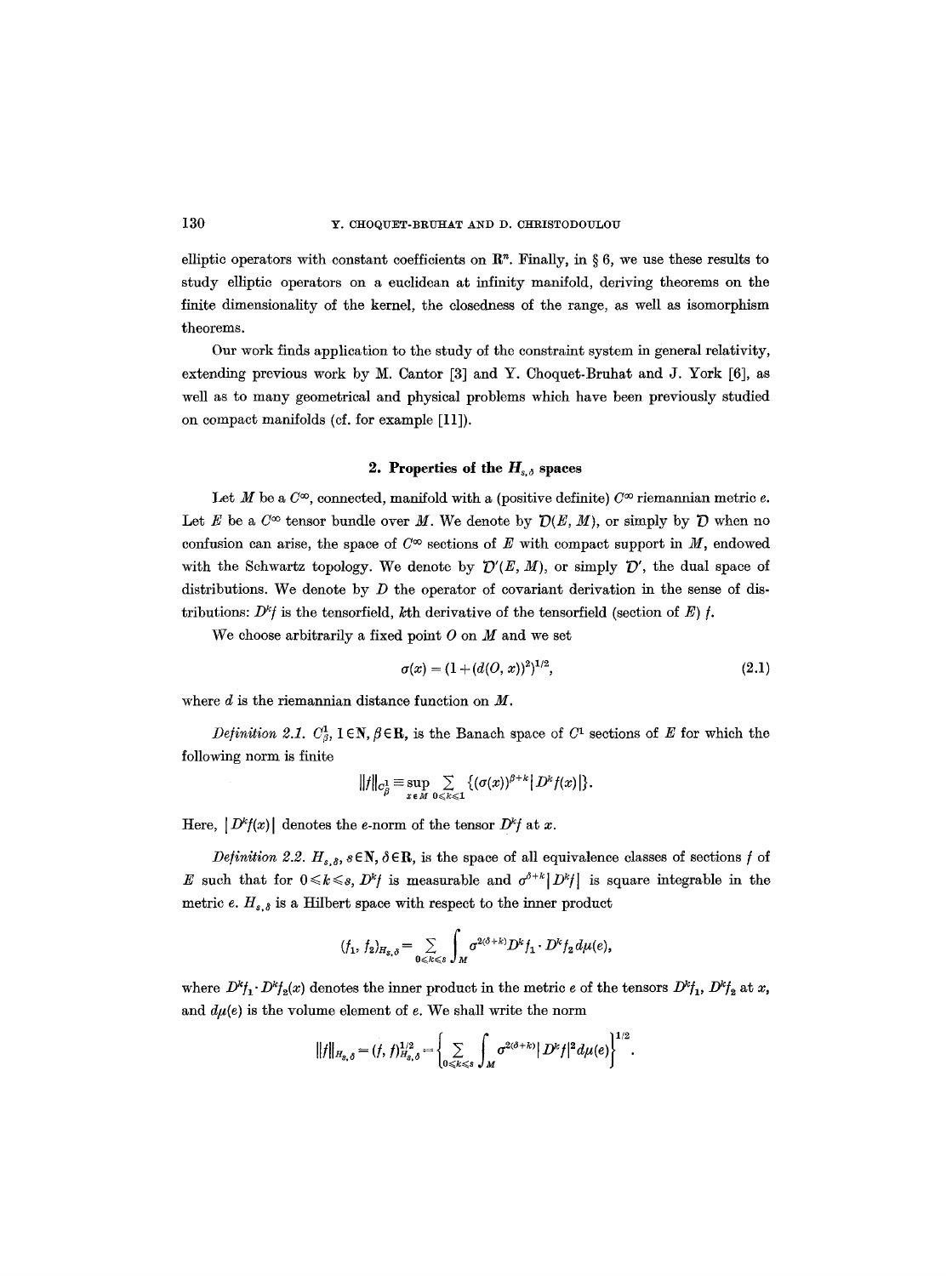elliptic operators with constant coefficients on $\mathbf{R}^n$. Finally, in § 6, we use these results to study elliptic operators on a euclidean at infinity manifold, deriving theorems on the finite dimensionality of the kernel, the closedness of the range, as well as isomorphism theorems.

Our work finds application to the study of the constraint system in general relativity, extending previous work by M. Cantor [3] and Y. Choquet-Bruhat and J. York [6], as well as to many geometrical and physical problems which have been previously studied on compact manifolds (cf. for example [11]).

## 2. Properties of the $H_{s,\delta}$ spaces

Let $M$ be a $C^\infty$, connected, manifold with a (positive definite) $C^\infty$ riemannian metric $e$. Let $E$ be a $C^\infty$ tensor bundle over $M$. We denote by $\mathcal{D}(E, M)$, or simply by $\mathcal{D}$ when no confusion can arise, the space of $C^\infty$ sections of $E$ with compact support in $M$, endowed with the Schwartz topology. We denote by $\mathcal{D}'(E, M)$, or simply $\mathcal{D}'$, the dual space of distributions. We denote by $D$ the operator of covariant derivation in the sense of distributions: $D^k f$ is the tensorfield, $k$th derivative of the tensorfield (section of $E$) $f$.

We choose arbitrarily a fixed point $O$ on $M$ and we set

$$\sigma(x) = (1 + (d(O, x))^2)^{1/2}, \tag{2.1}$$

where $d$ is the riemannian distance function on $M$.

*Definition 2.1.* $C^1_\beta$, $1 \in \mathbf{N}$, $\beta \in \mathbf{R}$, is the Banach space of $C^1$ sections of $E$ for which the following norm is finite

$$\|f\|_{C^1_\beta} \equiv \sup_{x \in M} \sum_{0 \leqslant k \leqslant 1} \{(\sigma(x))^{\beta+k} |D^k f(x)|\}.$$

Here, $|D^k f(x)|$ denotes the $e$-norm of the tensor $D^k f$ at $x$.

*Definition 2.2.* $H_{s,\delta}$, $s \in \mathbf{N}$, $\delta \in \mathbf{R}$, is the space of all equivalence classes of sections $f$ of $E$ such that for $0 \leqslant k \leqslant s$, $D^k f$ is measurable and $\sigma^{\delta+k}|D^k f|$ is square integrable in the metric $e$. $H_{s,\delta}$ is a Hilbert space with respect to the inner product

$$(f_1, f_2)_{H_{s,\delta}} = \sum_{0 \leqslant k \leqslant s} \int_M \sigma^{2(\delta+k)} D^k f_1 \cdot D^k f_2 \, d\mu(e),$$

where $D^k f_1 \cdot D^k f_2(x)$ denotes the inner product in the metric $e$ of the tensors $D^k f_1$, $D^k f_2$ at $x$, and $d\mu(e)$ is the volume element of $e$. We shall write the norm

$$\|f\|_{H_{s,\delta}} = (f, f)^{1/2}_{H_{s,\delta}} = \left\{ \sum_{0 \leqslant k \leqslant s} \int_M \sigma^{2(\delta+k)} |D^k f|^2 d\mu(e) \right\}^{1/2}.$$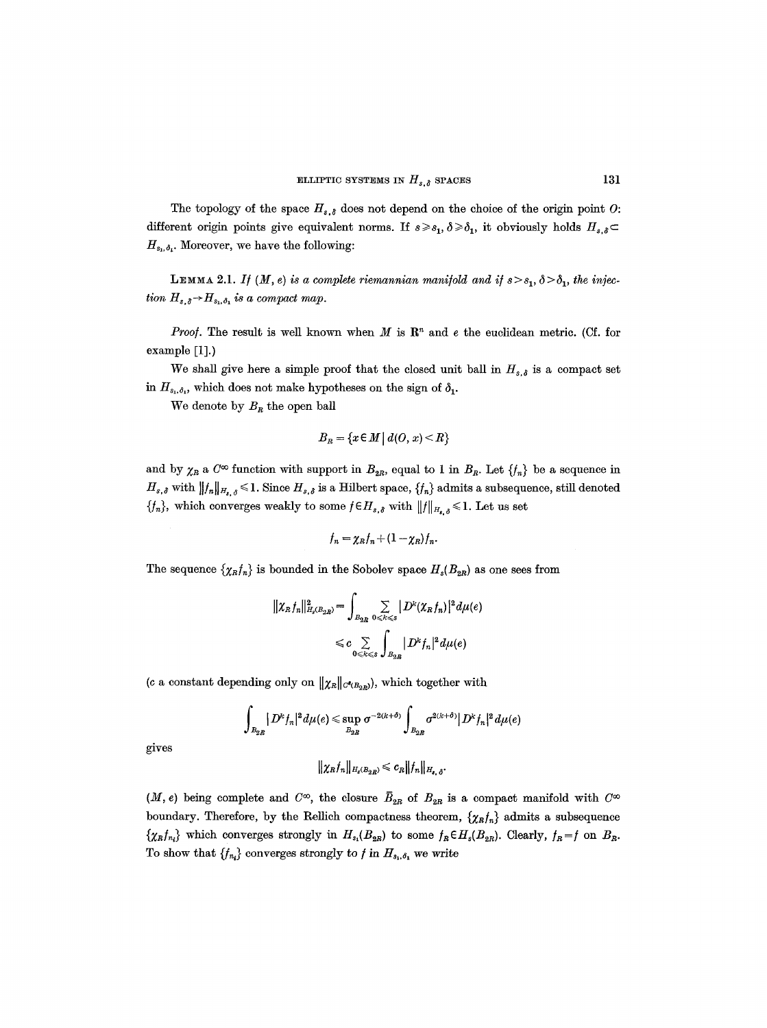The topology of the space $H_{s,\delta}$ does not depend on the choice of the origin point $O$: different origin points give equivalent norms. If $s \geq s_1$, $\delta \geq \delta_1$, it obviously holds $H_{s,\delta} \subset H_{s_1,\delta_1}$. Moreover, we have the following:

LEMMA 2.1. *If $(M, e)$ is a complete riemannian manifold and if $s > s_1$, $\delta > \delta_1$, the injection $H_{s,\delta} \to H_{s_1,\delta_1}$ is a compact map.*

*Proof.* The result is well known when $M$ is $\mathbf{R}^n$ and $e$ the euclidean metric. (Cf. for example [1].)

We shall give here a simple proof that the closed unit ball in $H_{s,\delta}$ is a compact set in $H_{s_1,\delta_1}$, which does not make hypotheses on the sign of $\delta_1$.

We denote by $B_R$ the open ball

$$B_R = \{x \in M \mid d(O, x) < R\}$$

and by $\chi_R$ a $C^\infty$ function with support in $B_{2R}$, equal to 1 in $B_R$. Let $\{f_n\}$ be a sequence in $H_{s,\delta}$ with $\|f_n\|_{H_{s,\delta}} \leq 1$. Since $H_{s,\delta}$ is a Hilbert space, $\{f_n\}$ admits a subsequence, still denoted $\{f_n\}$, which converges weakly to some $f \in H_{s,\delta}$ with $\|f\|_{H_{s,\delta}} \leq 1$. Let us set

$$f_n = \chi_R f_n + (1 - \chi_R) f_n.$$

The sequence $\{\chi_R f_n\}$ is bounded in the Sobolev space $H_s(B_{2R})$ as one sees from

$$\|\chi_R f_n\|^2_{H_s(B_{2R})} = \int_{B_{2R}} \sum_{0 \leq k \leq s} |D^k(\chi_R f_n)|^2 d\mu(e)$$

$$\leq c \sum_{0 \leq k \leq s} \int_{B_{2R}} |D^k f_n|^2 d\mu(e)$$

($c$ a constant depending only on $\|\chi_R\|_{C^s(B_{2R})}$), which together with

$$\int_{B_{2R}} |D^k f_n|^2 d\mu(e) \leq \sup_{B_{2R}} \sigma^{-2(k+\delta)} \int_{B_{2R}} \sigma^{2(k+\delta)} |D^k f_n|^2 d\mu(e)$$

gives

$$\|\chi_R f_n\|_{H_s(B_{2R})} \leq c_R \|f_n\|_{H_{s,\delta}}.$$

$(M, e)$ being complete and $C^\infty$, the closure $\bar{B}_{2R}$ of $B_{2R}$ is a compact manifold with $C^\infty$ boundary. Therefore, by the Rellich compactness theorem, $\{\chi_R f_n\}$ admits a subsequence $\{\chi_R f_{n_i}\}$ which converges strongly in $H_{s_1}(B_{2R})$ to some $f_R \in H_s(B_{2R})$. Clearly, $f_R = f$ on $B_R$. To show that $\{f_{n_i}\}$ converges strongly to $f$ in $H_{s_1,\delta_1}$ we write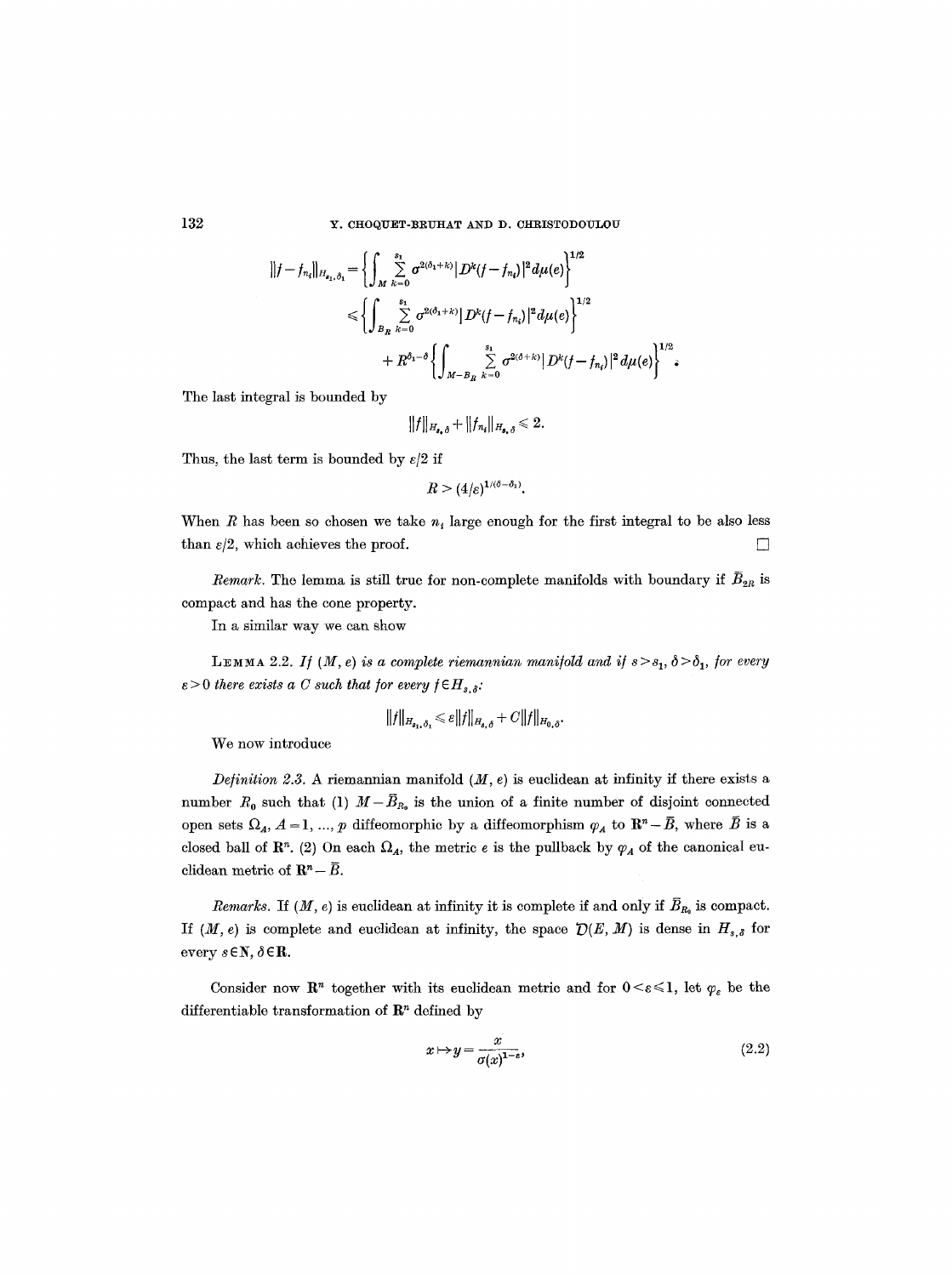$$\|f-f_{n_i}\|_{H_{s_1,\delta_1}} = \left\{ \int_M \sum_{k=0}^{s_1} \sigma^{2(\delta_1+k)} |D^k(f-f_{n_i})|^2 d\mu(e) \right\}^{1/2}$$

$$\leq \left\{ \int_{B_R} \sum_{k=0}^{s_1} \sigma^{2(\delta_1+k)} |D^k(f-f_{n_i})|^2 d\mu(e) \right\}^{1/2}$$

$$+ R^{\delta_1-\delta} \left\{ \int_{M-B_R} \sum_{k=0}^{s_1} \sigma^{2(\delta+k)} |D^k(f-f_{n_i})|^2 d\mu(e) \right\}^{1/2}.$$

The last integral is bounded by

$$\|f\|_{H_{s,\delta}} + \|f_{n_i}\|_{H_{s,\delta}} \leq 2.$$

Thus, the last term is bounded by $\varepsilon/2$ if

$$R > (4/\varepsilon)^{1/(\delta-\delta_1)}.$$

When $R$ has been so chosen we take $n_i$ large enough for the first integral to be also less than $\varepsilon/2$, which achieves the proof. $\square$

*Remark.* The lemma is still true for non-complete manifolds with boundary if $\bar{B}_{2R}$ is compact and has the cone property.

In a similar way we can show

LEMMA 2.2. *If $(M, e)$ is a complete riemannian manifold and if $s > s_1$, $\delta > \delta_1$, for every $\varepsilon > 0$ there exists a $C$ such that for every $f \in H_{s,\delta}$:*

$$\|f\|_{H_{s_1,\delta_1}} \leq \varepsilon \|f\|_{H_{s,\delta}} + C\|f\|_{H_{0,\delta}}.$$

We now introduce

*Definition 2.3.* A riemannian manifold $(M, e)$ is euclidean at infinity if there exists a number $R_0$ such that (1) $M - \bar{B}_{R_0}$ is the union of a finite number of disjoint connected open sets $\Omega_A$, $A = 1, ..., p$ diffeomorphic by a diffeomorphism $\varphi_A$ to $\mathbf{R}^n - \bar{B}$, where $\bar{B}$ is a closed ball of $\mathbf{R}^n$. (2) On each $\Omega_A$, the metric $e$ is the pullback by $\varphi_A$ of the canonical euclidean metric of $\mathbf{R}^n - \bar{B}$.

*Remarks.* If $(M, e)$ is euclidean at infinity it is complete if and only if $\bar{B}_{R_0}$ is compact. If $(M, e)$ is complete and euclidean at infinity, the space $\mathcal{D}(E, M)$ is dense in $H_{s,\delta}$ for every $s \in \mathbf{N}$, $\delta \in \mathbf{R}$.

Consider now $\mathbf{R}^n$ together with its euclidean metric and for $0 < \varepsilon \leq 1$, let $\varphi_\varepsilon$ be the differentiable transformation of $\mathbf{R}^n$ defined by

$$x \mapsto y = \frac{x}{\sigma(x)^{1-\varepsilon}}, \tag{2.2}$$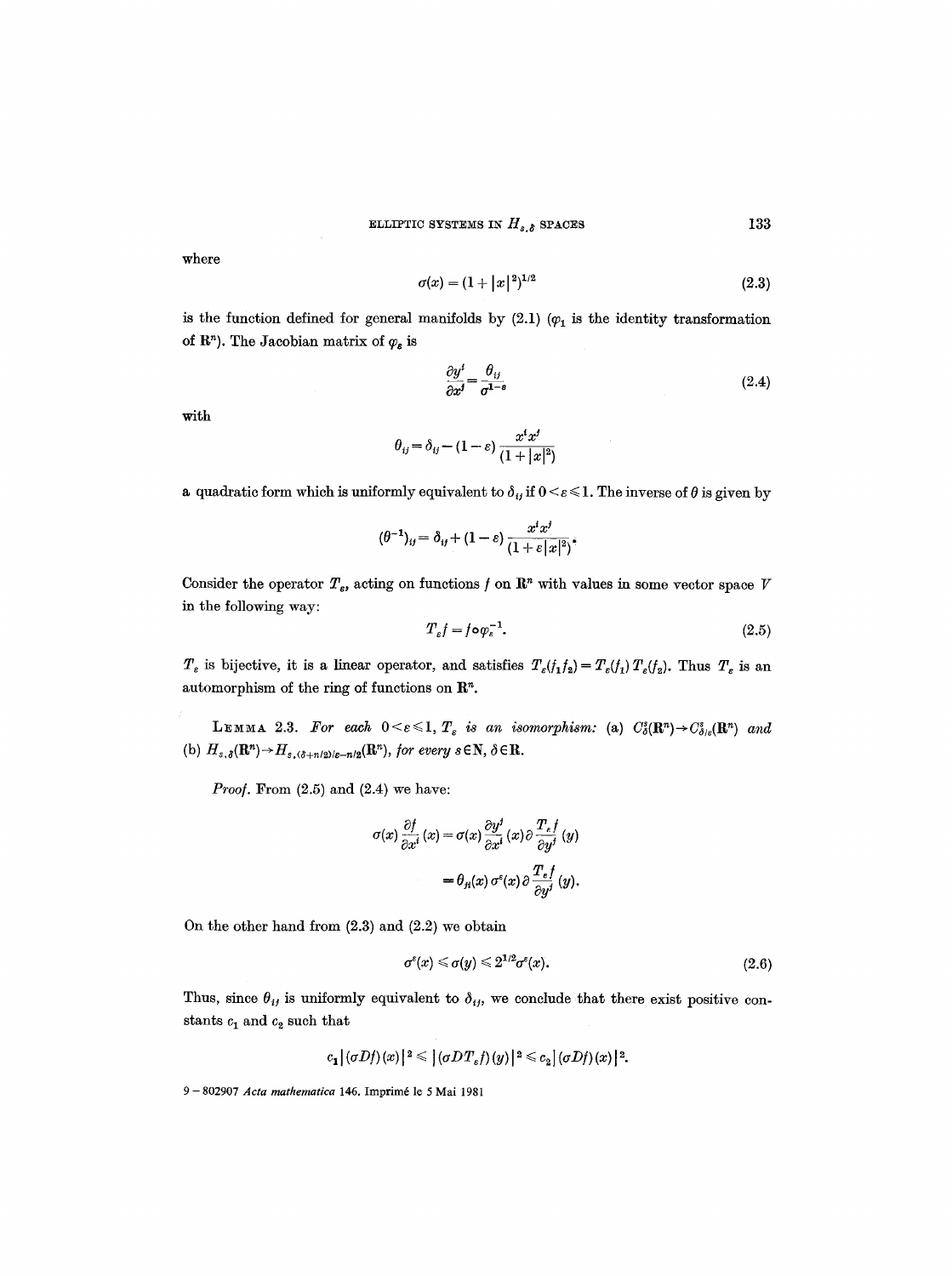where

$$\sigma(x) = (1+|x|^2)^{1/2} \tag{2.3}$$

is the function defined for general manifolds by (2.1) ($\varphi_1$ is the identity transformation of $\mathbf{R}^n$). The Jacobian matrix of $\varphi_\varepsilon$ is

$$\frac{\partial y^i}{\partial x^j} = \frac{\theta_{ij}}{\sigma^{1-\varepsilon}} \tag{2.4}$$

with

$$\theta_{ij} = \delta_{ij} - (1-\varepsilon)\frac{x^i x^j}{(1+|x|^2)}$$

a quadratic form which is uniformly equivalent to $\delta_{ij}$ if $0<\varepsilon\leqslant 1$. The inverse of $\theta$ is given by

$$(\theta^{-1})_{ij} = \delta_{ij} + (1-\varepsilon)\frac{x^i x^j}{(1+\varepsilon|x|^2)}.$$

Consider the operator $T_\varepsilon$, acting on functions $f$ on $\mathbf{R}^n$ with values in some vector space $V$ in the following way:

$$T_\varepsilon f = f\circ\varphi_\varepsilon^{-1}. \tag{2.5}$$

$T_\varepsilon$ is bijective, it is a linear operator, and satisfies $T_\varepsilon(f_1 f_2) = T_\varepsilon(f_1)\,T_\varepsilon(f_2)$. Thus $T_\varepsilon$ is an automorphism of the ring of functions on $\mathbf{R}^n$.

LEMMA 2.3. *For each* $0<\varepsilon\leqslant 1$, $T_\varepsilon$ *is an isomorphism:* (a) $C^s_\delta(\mathbf{R}^n)\to C^s_{\delta/\varepsilon}(\mathbf{R}^n)$ *and* (b) $H_{s,\delta}(\mathbf{R}^n)\to H_{s,(\delta+n/2)/\varepsilon-n/2}(\mathbf{R}^n)$, *for every* $s\in\mathbf{N}$, $\delta\in\mathbf{R}$.

*Proof.* From (2.5) and (2.4) we have:

$$\begin{aligned}
\sigma(x)\frac{\partial f}{\partial x^i}(x) &= \sigma(x)\frac{\partial y^j}{\partial x^i}(x)\,\partial\frac{T_\varepsilon f}{\partial y^j}(y)\\
&= \theta_{ji}(x)\,\sigma^\varepsilon(x)\,\partial\frac{T_\varepsilon f}{\partial y^j}(y).
\end{aligned}$$

On the other hand from (2.3) and (2.2) we obtain

$$\sigma^\varepsilon(x)\leqslant\sigma(y)\leqslant 2^{1/2}\sigma^\varepsilon(x). \tag{2.6}$$

Thus, since $\theta_{ij}$ is uniformly equivalent to $\delta_{ij}$, we conclude that there exist positive constants $c_1$ and $c_2$ such that

$$c_1|(\sigma Df)(x)|^2\leqslant|(\sigma DT_\varepsilon f)(y)|^2\leqslant c_2|(\sigma Df)(x)|^2.$$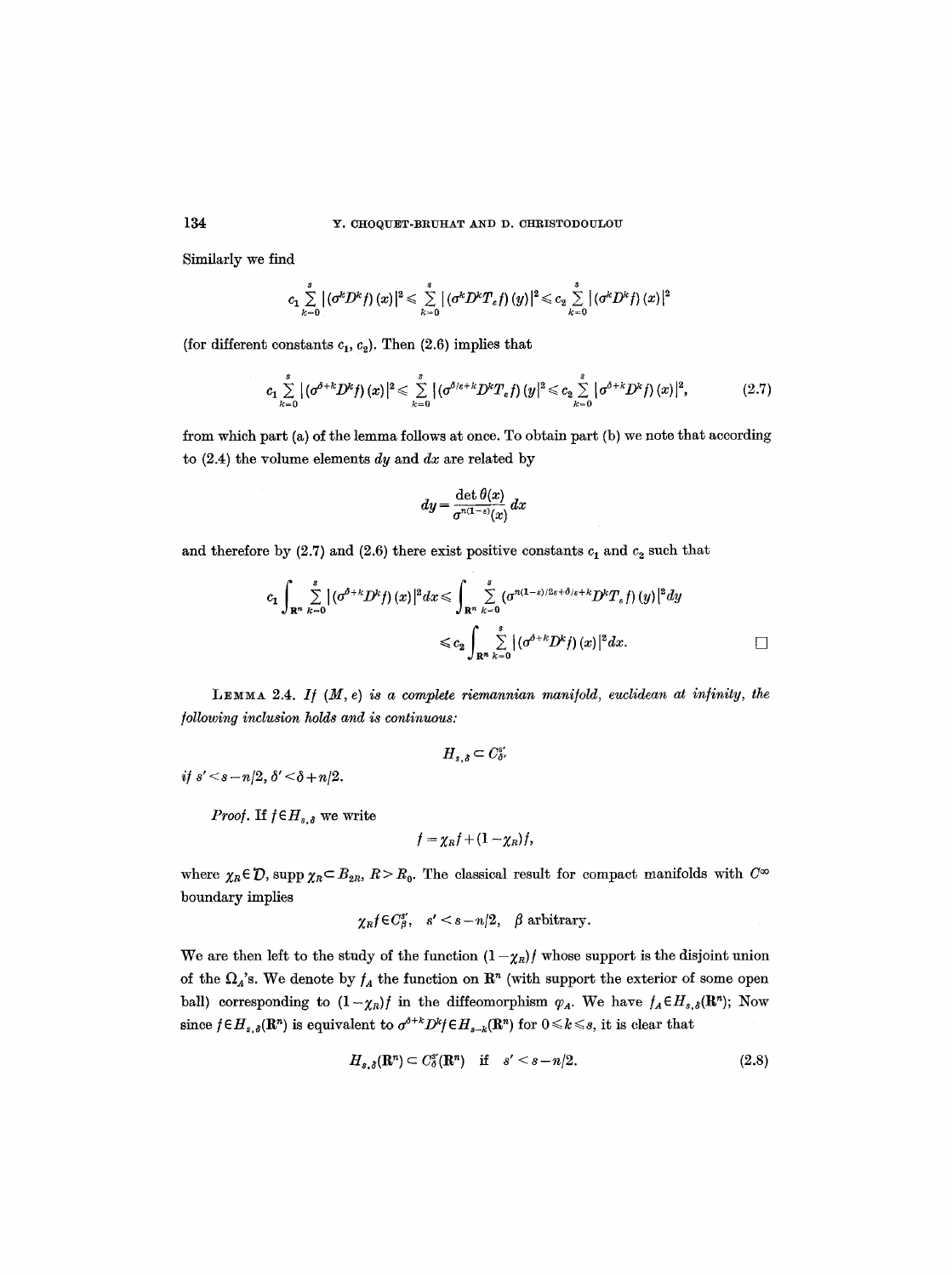Similarly we find

$$c_1 \sum_{k=0}^{s} |(\sigma^k D^k f)(x)|^2 \leqslant \sum_{k=0}^{s} |(\sigma^k D^k T_\varepsilon f)(y)|^2 \leqslant c_2 \sum_{k=0}^{s} |(\sigma^k D^k f)(x)|^2$$

(for different constants $c_1, c_2$). Then (2.6) implies that

$$c_1 \sum_{k=0}^{s} |(\sigma^{\delta+k} D^k f)(x)|^2 \leqslant \sum_{k=0}^{s} |(\sigma^{\delta/\varepsilon+k} D^k T_\varepsilon f)(y|^2 \leqslant c_2 \sum_{k=0}^{s} |\sigma^{\delta+k} D^k f)(x)|^2, \tag{2.7}$$

from which part (a) of the lemma follows at once. To obtain part (b) we note that according to (2.4) the volume elements $dy$ and $dx$ are related by

$$dy = \frac{\det \theta(x)}{\sigma^{n(1-\varepsilon)}(x)} dx$$

and therefore by (2.7) and (2.6) there exist positive constants $c_1$ and $c_2$ such that

$$c_1 \int_{\mathbf{R}^n} \sum_{k=0}^{s} |(\sigma^{\delta+k} D^k f)(x)|^2 dx \leqslant \int_{\mathbf{R}^n} \sum_{k=0}^{s} (\sigma^{n(1-\varepsilon)/2\varepsilon+\delta/\varepsilon+k} D^k T_\varepsilon f)(y)|^2 dy$$

$$\leqslant c_2 \int_{\mathbf{R}^n} \sum_{k=0}^{s} |(\sigma^{\delta+k} D^k f)(x)|^2 dx. \qquad \square$$

LEMMA 2.4. *If $(M, e)$ is a complete riemannian manifold, euclidean at infinity, the following inclusion holds and is continuous:*

$$H_{s,\delta} \subset C_{\delta'}^{s'}$$

*if $s' < s - n/2$, $\delta' < \delta + n/2$.*

*Proof.* If $f \in H_{s,\delta}$ we write

$$f = \chi_R f + (1 - \chi_R) f,$$

where $\chi_R \in \mathcal{D}$, $\operatorname{supp} \chi_R \subset B_{2R}$, $R > R_0$. The classical result for compact manifolds with $C^\infty$ boundary implies

$$\chi_R f \in C_\beta^{s'}, \quad s' < s - n/2, \quad \beta \text{ arbitrary}.$$

We are then left to the study of the function $(1 - \chi_R) f$ whose support is the disjoint union of the $\Omega_A$'s. We denote by $f_A$ the function on $\mathbf{R}^n$ (with support the exterior of some open ball) corresponding to $(1 - \chi_R) f$ in the diffeomorphism $\varphi_A$. We have $f_A \in H_{s,\delta}(\mathbf{R}^n)$; Now since $f \in H_{s,\delta}(\mathbf{R}^n)$ is equivalent to $\sigma^{\delta+k} D^k f \in H_{s-k}(\mathbf{R}^n)$ for $0 \leqslant k \leqslant s$, it is clear that

$$H_{s,\delta}(\mathbf{R}^n) \subset C_\delta^{s'}(\mathbf{R}^n) \quad \text{if} \quad s' < s - n/2. \tag{2.8}$$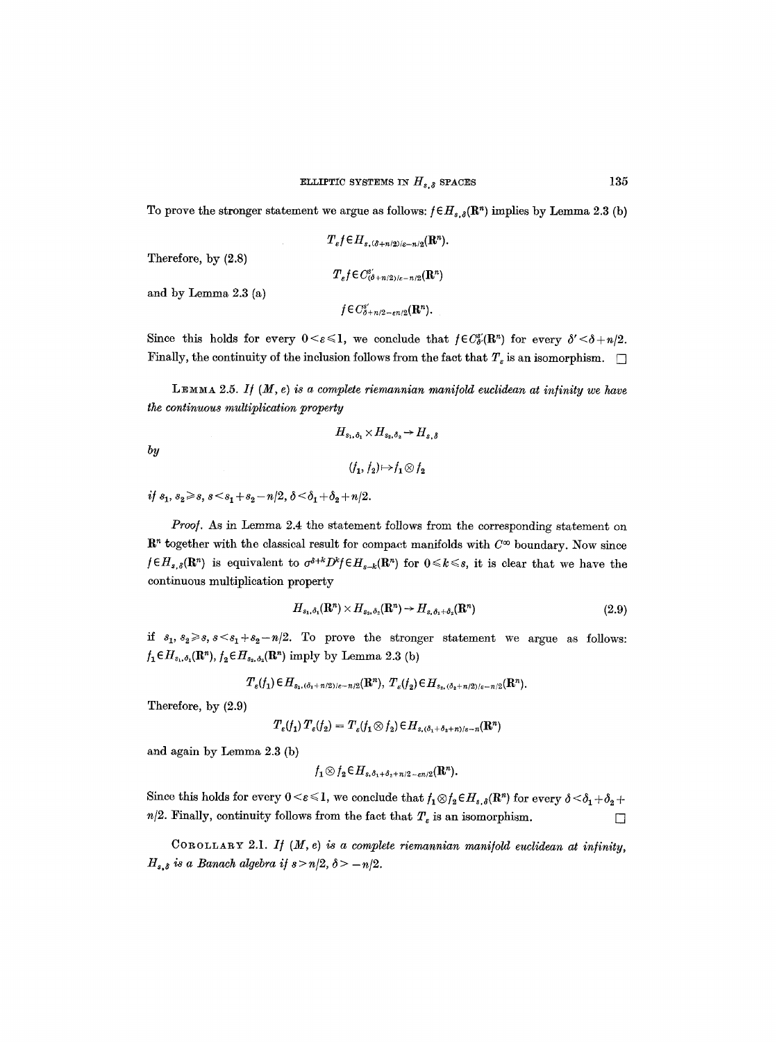To prove the stronger statement we argue as follows: $f \in H_{s,\delta}(\mathbf{R}^n)$ implies by Lemma 2.3 (b)

$$T_\varepsilon f \in H_{s,(\delta+n/2)/\varepsilon - n/2}(\mathbf{R}^n).$$

Therefore, by (2.8)

$$T_\varepsilon f \in C^{s'}_{(\delta+n/2)/\varepsilon - n/2}(\mathbf{R}^n)$$

and by Lemma 2.3 (a)

$$f \in C^{s'}_{\delta+n/2-\varepsilon n/2}(\mathbf{R}^n).$$

Since this holds for every $0 < \varepsilon \leqslant 1$, we conclude that $f \in C^{s'}_{\delta'}(\mathbf{R}^n)$ for every $\delta' < \delta + n/2$. Finally, the continuity of the inclusion follows from the fact that $T_\varepsilon$ is an isomorphism. $\square$

LEMMA 2.5. *If $(M, e)$ is a complete riemannian manifold euclidean at infinity we have the continuous multiplication property*

$$H_{s_1,\delta_1} \times H_{s_2,\delta_2} \to H_{s,\delta}$$

*by*

$$(f_1, f_2) \mapsto f_1 \otimes f_2$$

*if* $s_1, s_2 \geqslant s$, $s < s_1 + s_2 - n/2$, $\delta < \delta_1 + \delta_2 + n/2$.

*Proof.* As in Lemma 2.4 the statement follows from the corresponding statement on $\mathbf{R}^n$ together with the classical result for compact manifolds with $C^\infty$ boundary. Now since $f \in H_{s,\delta}(\mathbf{R}^n)$ is equivalent to $\sigma^{\delta+k} D^k f \in H_{s-k}(\mathbf{R}^n)$ for $0 \leqslant k \leqslant s$, it is clear that we have the continuous multiplication property

$$H_{s_1,\delta_1}(\mathbf{R}^n) \times H_{s_2,\delta_2}(\mathbf{R}^n) \to H_{s,\delta_1+\delta_2}(\mathbf{R}^n) \tag{2.9}$$

if $s_1, s_2 \geqslant s$, $s < s_1 + s_2 - n/2$. To prove the stronger statement we argue as follows: $f_1 \in H_{s_1,\delta_1}(\mathbf{R}^n)$, $f_2 \in H_{s_2,\delta_2}(\mathbf{R}^n)$ imply by Lemma 2.3 (b)

$$T_\varepsilon(f_1) \in H_{s_1,(\delta_1+n/2)/\varepsilon - n/2}(\mathbf{R}^n),\ T_\varepsilon(f_2) \in H_{s_2,(\delta_2+n/2)/\varepsilon - n/2}(\mathbf{R}^n).$$

Therefore, by (2.9)

$$T_\varepsilon(f_1)\, T_\varepsilon(f_2) = T_\varepsilon(f_1 \otimes f_2) \in H_{s,(\delta_1+\delta_2+n)/\varepsilon - n}(\mathbf{R}^n)$$

and again by Lemma 2.3 (b)

$$f_1 \otimes f_2 \in H_{s,\delta_1+\delta_2+n/2-\varepsilon n/2}(\mathbf{R}^n).$$

Since this holds for every $0 < \varepsilon \leqslant 1$, we conclude that $f_1 \otimes f_2 \in H_{s,\delta}(\mathbf{R}^n)$ for every $\delta < \delta_1 + \delta_2 + n/2$. Finally, continuity follows from the fact that $T_\varepsilon$ is an isomorphism. $\square$

COROLLARY 2.1. *If $(M, e)$ is a complete riemannian manifold euclidean at infinity, $H_{s,\delta}$ is a Banach algebra if $s > n/2$, $\delta > -n/2$.*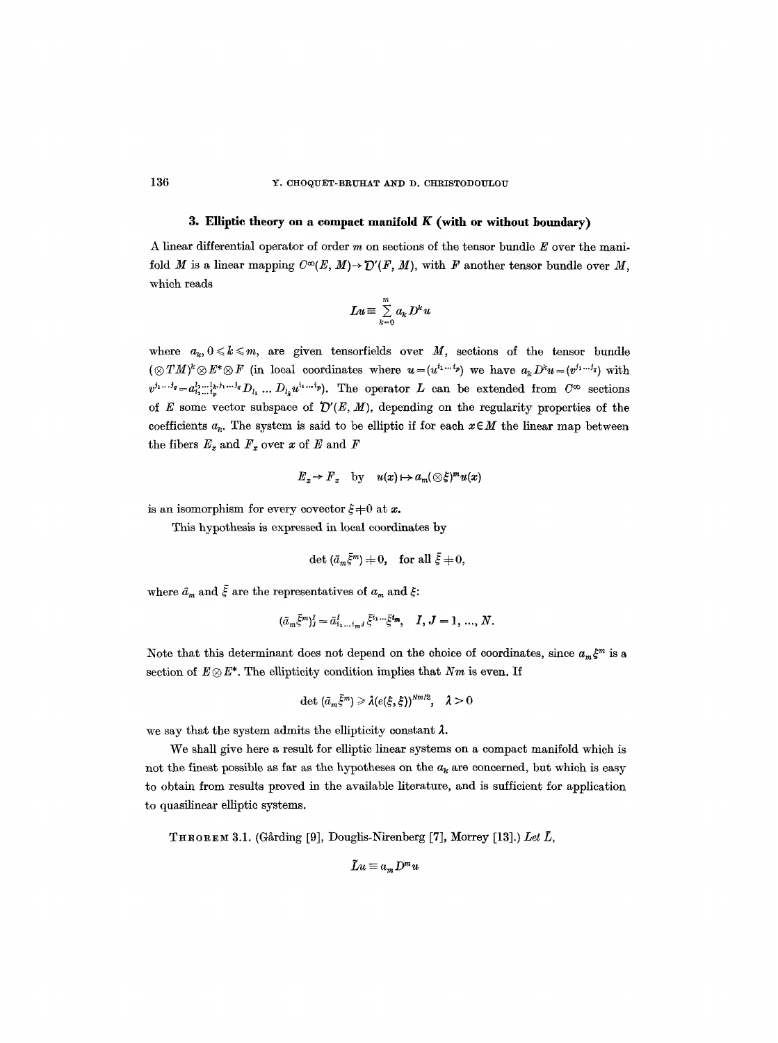## 3. Elliptic theory on a compact manifold $K$ (with or without boundary)

A linear differential operator of order $m$ on sections of the tensor bundle $E$ over the manifold $M$ is a linear mapping $C^\infty(E, M) \to \mathcal{D}'(F, M)$, with $F$ another tensor bundle over $M$, which reads

$$Lu \equiv \sum_{k=0}^{m} a_k D^k u$$

where $a_k$, $0 \leqslant k \leqslant m$, are given tensorfields over $M$, sections of the tensor bundle $(\otimes TM)^k \otimes E^* \otimes F$ (in local coordinates where $u = (u^{i_1 \dots i_p})$ we have $a_k D^k u = (v^{j_1 \dots j_q})$ with $v^{j_1 \dots j_q} = a^{l_1 \dots l_k, j_1 \dots j_q}_{i_1 \dots i_p} D_{l_1} \dots D_{l_k} u^{i_1 \dots i_p}$). The operator $L$ can be extended from $C^\infty$ sections of $E$ some vector subspace of $\mathcal{D}'(E, M)$, depending on the regularity properties of the coefficients $a_k$. The system is said to be elliptic if for each $x \in M$ the linear map between the fibers $E_x$ and $F_x$ over $x$ of $E$ and $F$

$$E_x \to F_x \quad \text{by} \quad u(x) \mapsto a_m(\otimes \xi)^m u(x)$$

is an isomorphism for every covector $\xi \neq 0$ at $x$.

This hypothesis is expressed in local coordinates by

$$\det (\bar{a}_m \bar{\xi}^m) \neq 0, \quad \text{for all } \bar{\xi} \neq 0,$$

where $\bar{a}_m$ and $\bar{\xi}$ are the representatives of $a_m$ and $\xi$:

$$(\bar{a}_m \bar{\xi}^m)^I_J = \bar{a}^I_{i_1 \dots i_m J} \bar{\xi}^{i_1} \dots \bar{\xi}^{i_m}, \quad I, J = 1, \dots, N.$$

Note that this determinant does not depend on the choice of coordinates, since $a_m \xi^m$ is a section of $E \otimes E^*$. The ellipticity condition implies that $Nm$ is even. If

$$\det (\bar{a}_m \bar{\xi}^m) \geqslant \lambda (e(\xi, \xi))^{Nm/2}, \quad \lambda > 0$$

we say that the system admits the ellipticity constant $\lambda$.

We shall give here a result for elliptic linear systems on a compact manifold which is not the finest possible as far as the hypotheses on the $a_k$ are concerned, but which is easy to obtain from results proved in the available literature, and is sufficient for application to quasilinear elliptic systems.

THEOREM 3.1. (Gårding [9], Douglis-Nirenberg [7], Morrey [13].) *Let* $\tilde{L}$,

$$\tilde{L}u \equiv a_m D^m u$$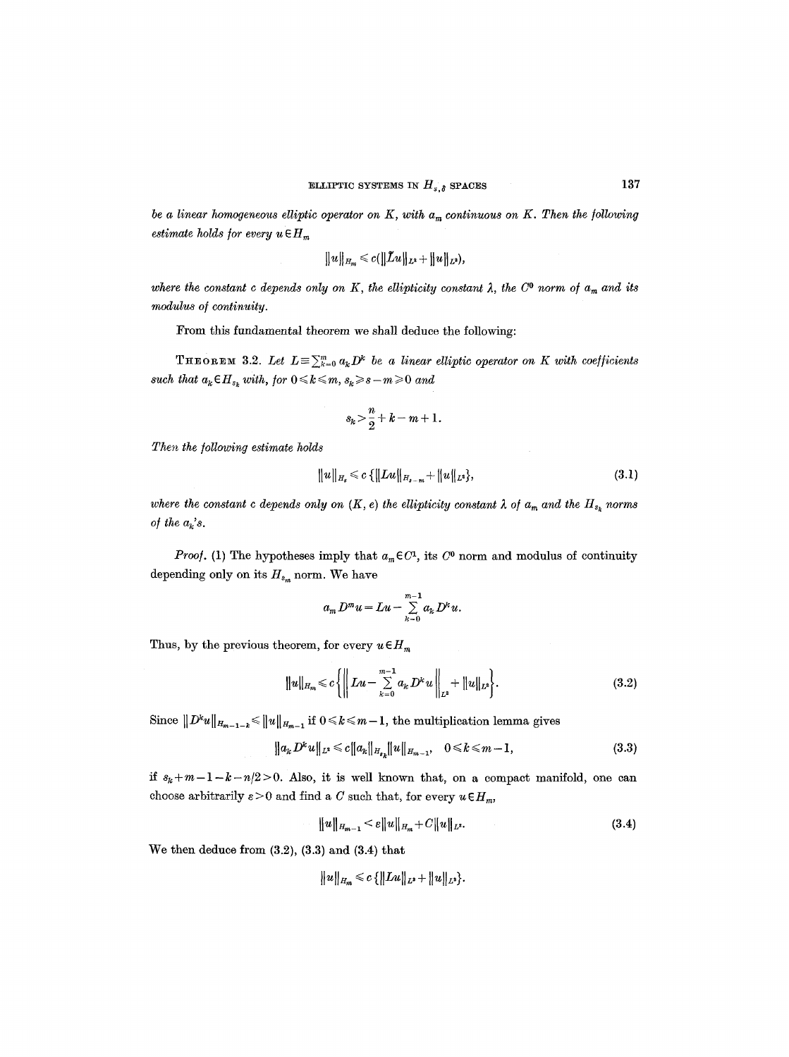be a linear homogeneous elliptic operator on $K$, with $a_m$ continuous on $K$. Then the following estimate holds for every $u \in H_m$

$$\|u\|_{H_m} \leqslant c(\|\tilde{L}u\|_{L^2} + \|u\|_{L^2}),$$

where the constant $c$ depends only on $K$, the ellipticity constant $\lambda$, the $C^0$ norm of $a_m$ and its modulus of continuity.

From this fundamental theorem we shall deduce the following:

**Theorem 3.2.** *Let $L \equiv \sum_{k=0}^{m} a_k D^k$ be a linear elliptic operator on $K$ with coefficients such that $a_k \in H_{s_k}$ with, for $0 \leqslant k \leqslant m$, $s_k \geqslant s - m \geqslant 0$ and*

$$s_k > \frac{n}{2} + k - m + 1.$$

*Then the following estimate holds*

$$\|u\|_{H_s} \leqslant c\,\{\|Lu\|_{H_{s-m}} + \|u\|_{L^2}\}, \tag{3.1}$$

*where the constant $c$ depends only on $(K, e)$ the ellipticity constant $\lambda$ of $a_m$ and the $H_{s_k}$ norms of the $a_k$'s.*

*Proof.* (1) The hypotheses imply that $a_m \in C^1$, its $C^0$ norm and modulus of continuity depending only on its $H_{s_m}$ norm. We have

$$a_m D^m u = Lu - \sum_{k=0}^{m-1} a_k D^k u.$$

Thus, by the previous theorem, for every $u \in H_m$

$$\|u\|_{H_m} \leqslant c\left\{\left\| Lu - \sum_{k=0}^{m-1} a_k D^k u \right\|_{L^2} + \|u\|_{L^2}\right\}. \tag{3.2}$$

Since $\|D^k u\|_{H_{m-1-k}} \leqslant \|u\|_{H_{m-1}}$ if $0 \leqslant k \leqslant m-1$, the multiplication lemma gives

$$\|a_k D^k u\|_{L^2} \leqslant c\|a_k\|_{H_{s_k}} \|u\|_{H_{m-1}}, \quad 0 \leqslant k \leqslant m-1, \tag{3.3}$$

if $s_k + m - 1 - k - n/2 > 0$. Also, it is well known that, on a compact manifold, one can choose arbitrarily $\varepsilon > 0$ and find a $C$ such that, for every $u \in H_m$,

$$\|u\|_{H_{m-1}} < \varepsilon\|u\|_{H_m} + C\|u\|_{L^2}. \tag{3.4}$$

We then deduce from (3.2), (3.3) and (3.4) that

$$\|u\|_{H_m} \leqslant c\,\{\|Lu\|_{L^2} + \|u\|_{L^2}\}.$$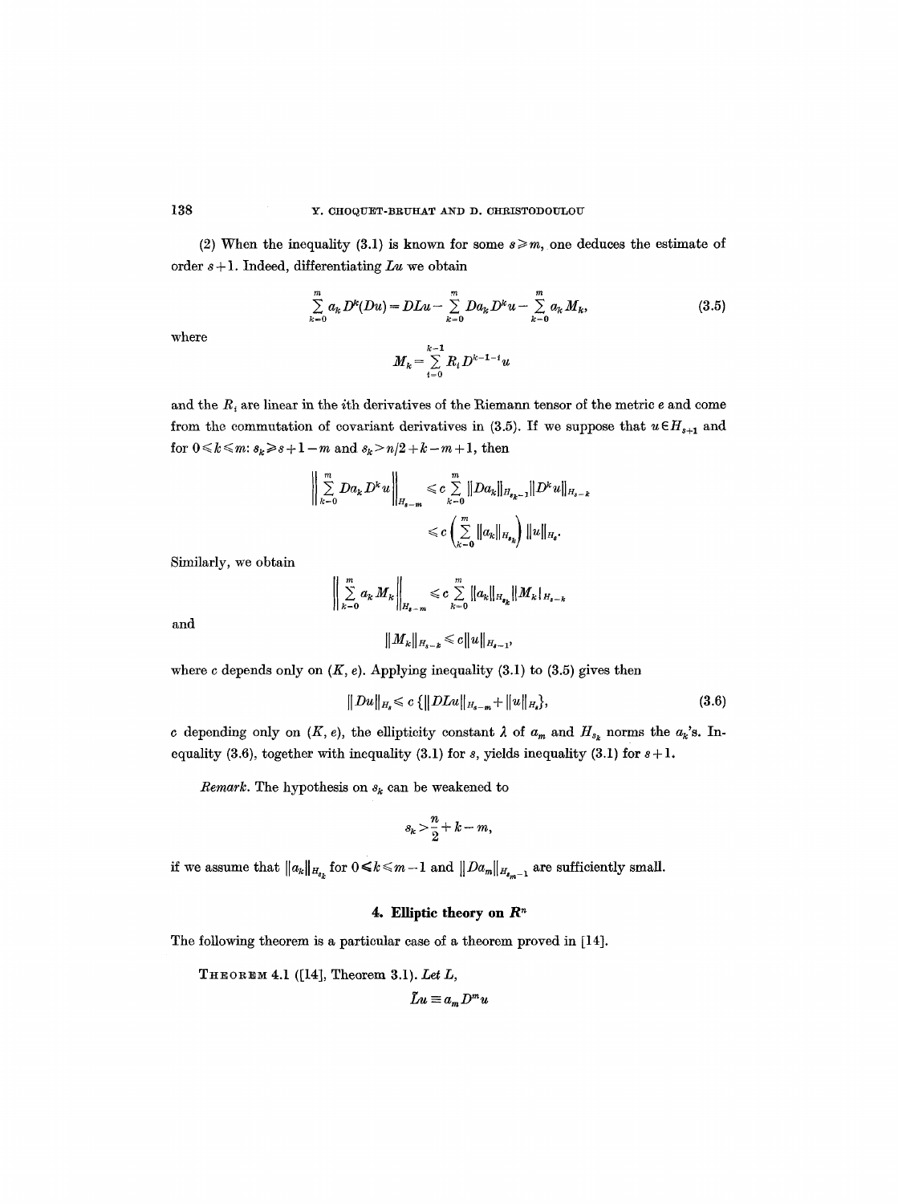(2) When the inequality (3.1) is known for some $s \geqslant m$, one deduces the estimate of order $s+1$. Indeed, differentiating $Lu$ we obtain

$$\sum_{k=0}^{m} a_k D^k(Du) = DLu - \sum_{k=0}^{m} Da_k D^k u - \sum_{k=0}^{m} a_k M_k, \tag{3.5}$$

where

$$M_k = \sum_{i=0}^{k-1} R_i D^{k-1-i} u$$

and the $R_i$ are linear in the $i$th derivatives of the Riemann tensor of the metric $e$ and come from the commutation of covariant derivatives in (3.5). If we suppose that $u \in H_{s+1}$ and for $0 \leqslant k \leqslant m$: $s_k \geqslant s+1-m$ and $s_k > n/2 + k - m + 1$, then

$$\left\| \sum_{k=0}^{m} Da_k D^k u \right\|_{H_{s-m}} \leqslant c \sum_{k=0}^{m} \|Da_k\|_{H_{s_k-1}} \|D^k u\|_{H_{s-k}}$$
$$\leqslant c \left( \sum_{k=0}^{m} \|a_k\|_{H_{s_k}} \right) \|u\|_{H_s}.$$

Similarly, we obtain

$$\left\| \sum_{k=0}^{m} a_k M_k \right\|_{H_{s-m}} \leqslant c \sum_{k=0}^{m} \|a_k\|_{H_{s_k}} \|M_k\|_{H_{s-k}}$$

and

$$\|M_k\|_{H_{s-k}} \leqslant c \|u\|_{H_{s-1}},$$

where $c$ depends only on $(K, e)$. Applying inequality (3.1) to (3.5) gives then

$$\|Du\|_{H_s} \leqslant c \{ \|DLu\|_{H_{s-m}} + \|u\|_{H_s} \}, \tag{3.6}$$

$c$ depending only on $(K, e)$, the ellipticity constant $\lambda$ of $a_m$ and $H_{s_k}$ norms the $a_k$'s. Inequality (3.6), together with inequality (3.1) for $s$, yields inequality (3.1) for $s+1$.

*Remark.* The hypothesis on $s_k$ can be weakened to

$$s_k > \frac{n}{2} + k - m,$$

if we assume that $\|a_k\|_{H_{s_k}}$ for $0 \leqslant k \leqslant m-1$ and $\|Da_m\|_{H_{s_m-1}}$ are sufficiently small.

## 4. Elliptic theory on $R^n$

The following theorem is a particular case of a theorem proved in [14].

**Theorem 4.1** ([14], Theorem 3.1). *Let $L$,*

$$\tilde{L}u \equiv a_m D^m u$$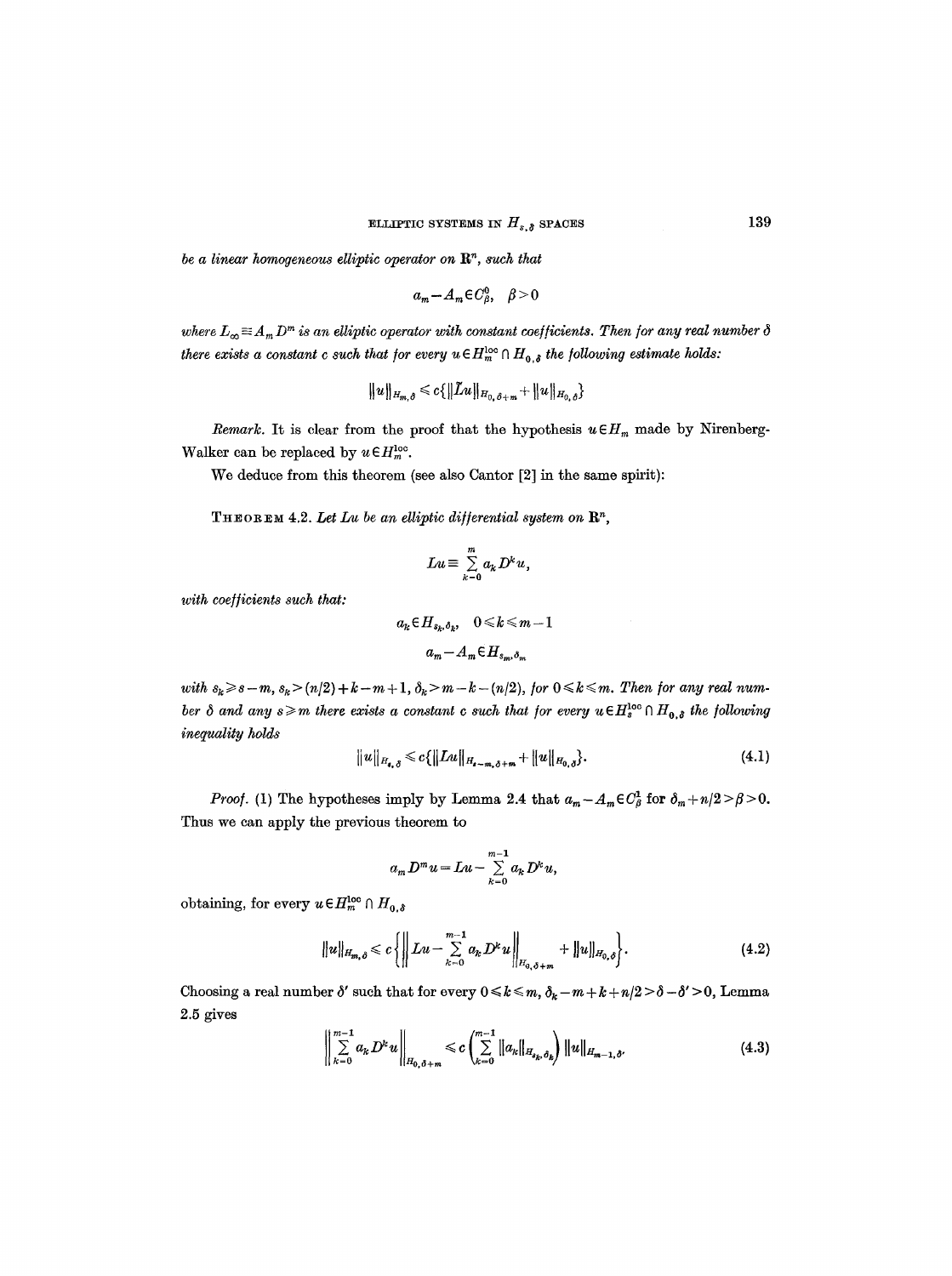be a linear homogeneous elliptic operator on $\mathbf{R}^n$, such that

$$a_m - A_m \in C^0_\beta, \quad \beta > 0$$

where $L_\infty \equiv A_m D^m$ is an elliptic operator with constant coefficients. Then for any real number $\delta$ there exists a constant $c$ such that for every $u \in H^{\text{loc}}_m \cap H_{0,\delta}$ the following estimate holds:

$$\|u\|_{H_{m,\delta}} \leqslant c\{\|Lu\|_{H_{0,\delta+m}} + \|u\|_{H_{0,\delta}}\}$$

*Remark.* It is clear from the proof that the hypothesis $u \in H_m$ made by Nirenberg-Walker can be replaced by $u \in H^{\text{loc}}_m$.

We deduce from this theorem (see also Cantor [2] in the same spirit):

**Theorem 4.2.** *Let $Lu$ be an elliptic differential system on* $\mathbf{R}^n$,

$$Lu \equiv \sum_{k=0}^{m} a_k D^k u,$$

*with coefficients such that:*

$$a_k \in H_{s_k, \delta_k}, \quad 0 \leqslant k \leqslant m-1$$

$$a_m - A_m \in H_{s_m, \delta_m}$$

*with $s_k \geqslant s - m$, $s_k > (n/2) + k - m + 1$, $\delta_k > m - k - (n/2)$, for $0 \leqslant k \leqslant m$. Then for any real number $\delta$ and any $s \geqslant m$ there exists a constant $c$ such that for every $u \in H^{\text{loc}}_s \cap H_{0,\delta}$ the following inequality holds*

$$\|u\|_{H_{s,\delta}} \leqslant c\{\|Lu\|_{H_{s-m,\delta+m}} + \|u\|_{H_{0,\delta}}\}. \tag{4.1}$$

*Proof.* (1) The hypotheses imply by Lemma 2.4 that $a_m - A_m \in C^1_\beta$ for $\delta_m + n/2 > \beta > 0$. Thus we can apply the previous theorem to

$$a_m D^m u = Lu - \sum_{k=0}^{m-1} a_k D^k u,$$

obtaining, for every $u \in H^{\text{loc}}_m \cap H_{0,\delta}$

$$\|u\|_{H_{m,\delta}} \leqslant c\left\{\left\|Lu - \sum_{k=0}^{m-1} a_k D^k u\right\|_{H_{0,\delta+m}} + \|u\|_{H_{0,\delta}}\right\}. \tag{4.2}$$

Choosing a real number $\delta'$ such that for every $0 \leqslant k \leqslant m$, $\delta_k - m + k + n/2 > \delta - \delta' > 0$, Lemma 2.5 gives

$$\left\|\sum_{k=0}^{m-1} a_k D^k u\right\|_{H_{0,\delta+m}} \leqslant c\left(\sum_{k=0}^{m-1} \|a_k\|_{H_{s_k,\delta_k}}\right) \|u\|_{H_{m-1,\delta'}}. \tag{4.3}$$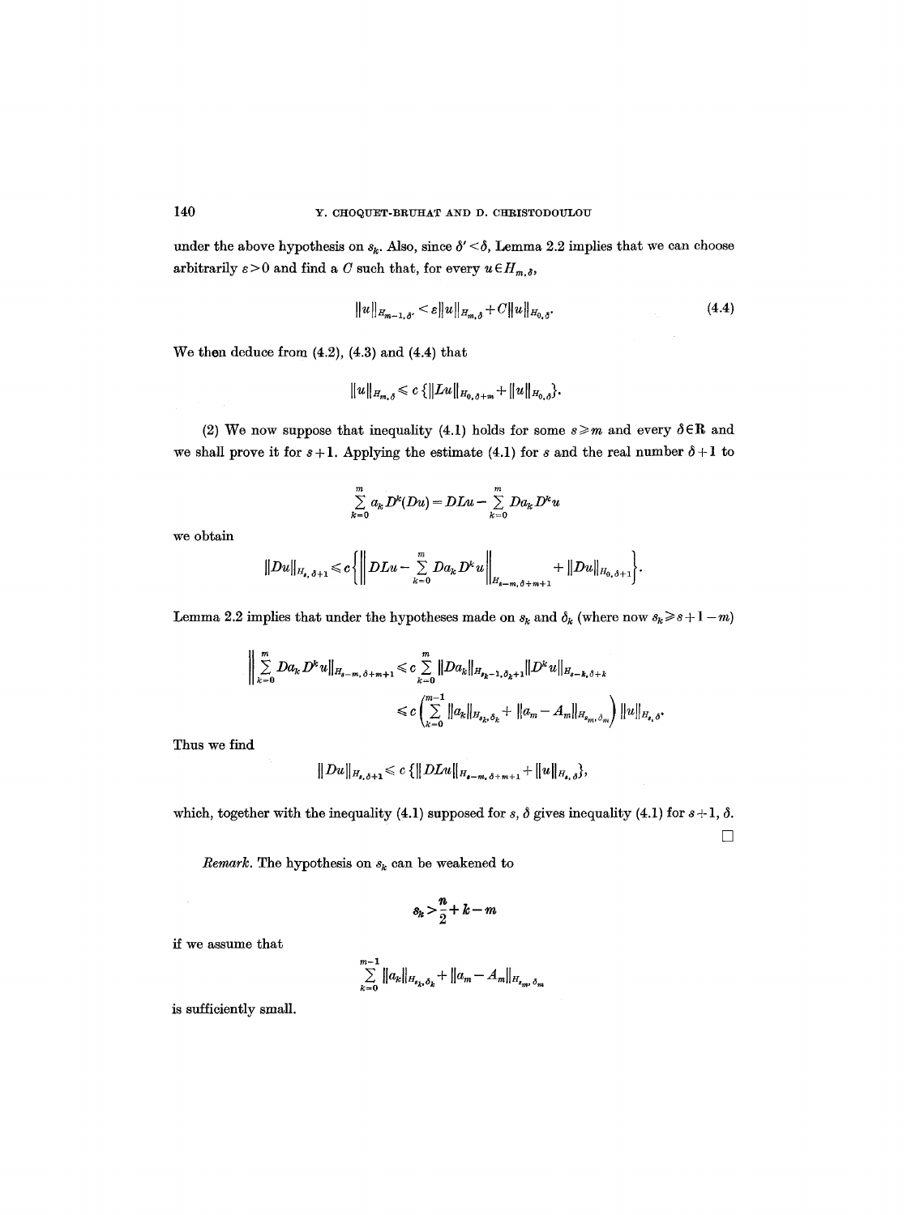under the above hypothesis on $s_k$. Also, since $\delta' < \delta$, Lemma 2.2 implies that we can choose arbitrarily $\varepsilon > 0$ and find a $C$ such that, for every $u \in H_{m,\delta}$,

$$\|u\|_{H_{m-1,\delta'}} < \varepsilon \|u\|_{H_{m,\delta}} + C\|u\|_{H_{0,\delta'}}. \tag{4.4}$$

We then deduce from (4.2), (4.3) and (4.4) that

$$\|u\|_{H_{m,\delta}} \leqslant c\,\{\|Lu\|_{H_{0,\delta+m}} + \|u\|_{H_{0,\delta}}\}.$$

(2) We now suppose that inequality (4.1) holds for some $s \geqslant m$ and every $\delta \in \mathbf{R}$ and we shall prove it for $s+1$. Applying the estimate (4.1) for $s$ and the real number $\delta + 1$ to

$$\sum_{k=0}^{m} a_k D^k(Du) = DLu - \sum_{k=0}^{m} Da_k D^k u$$

we obtain

$$\|Du\|_{H_{s,\delta+1}} \leqslant c\left\{\left\| DLu - \sum_{k=0}^{m} Da_k D^k u \right\|_{H_{s-m,\delta+m+1}} + \|Du\|_{H_{0,\delta+1}}\right\}.$$

Lemma 2.2 implies that under the hypotheses made on $s_k$ and $\delta_k$ (where now $s_k \geqslant s+1-m$)

$$\begin{aligned}
\left\| \sum_{k=0}^{m} Da_k D^k u \right\|_{H_{s-m,\delta+m+1}} &\leqslant c \sum_{k=0}^{m} \|Da_k\|_{H_{s_k-1,\delta_k+1}} \|D^k u\|_{H_{s-k,\delta+k}} \\
&\leqslant c\left(\sum_{k=0}^{m-1} \|a_k\|_{H_{s_k,\delta_k}} + \|a_m - A_m\|_{H_{s_m,\delta_m}}\right) \|u\|_{H_{s,\delta}}.
\end{aligned}$$

Thus we find

$$\|Du\|_{H_{s,\delta+1}} \leqslant c\,\{\|DLu\|_{H_{s-m,\delta+m+1}} + \|u\|_{H_{s,\delta}}\},$$

which, together with the inequality (4.1) supposed for $s, \delta$ gives inequality (4.1) for $s+1, \delta$.

□

*Remark.* The hypothesis on $s_k$ can be weakened to

$$s_k > \frac{n}{2} + k - m$$

if we assume that

$$\sum_{k=0}^{m-1} \|a_k\|_{H_{s_k,\delta_k}} + \|a_m - A_m\|_{H_{s_m,\delta_m}}$$

is sufficiently small.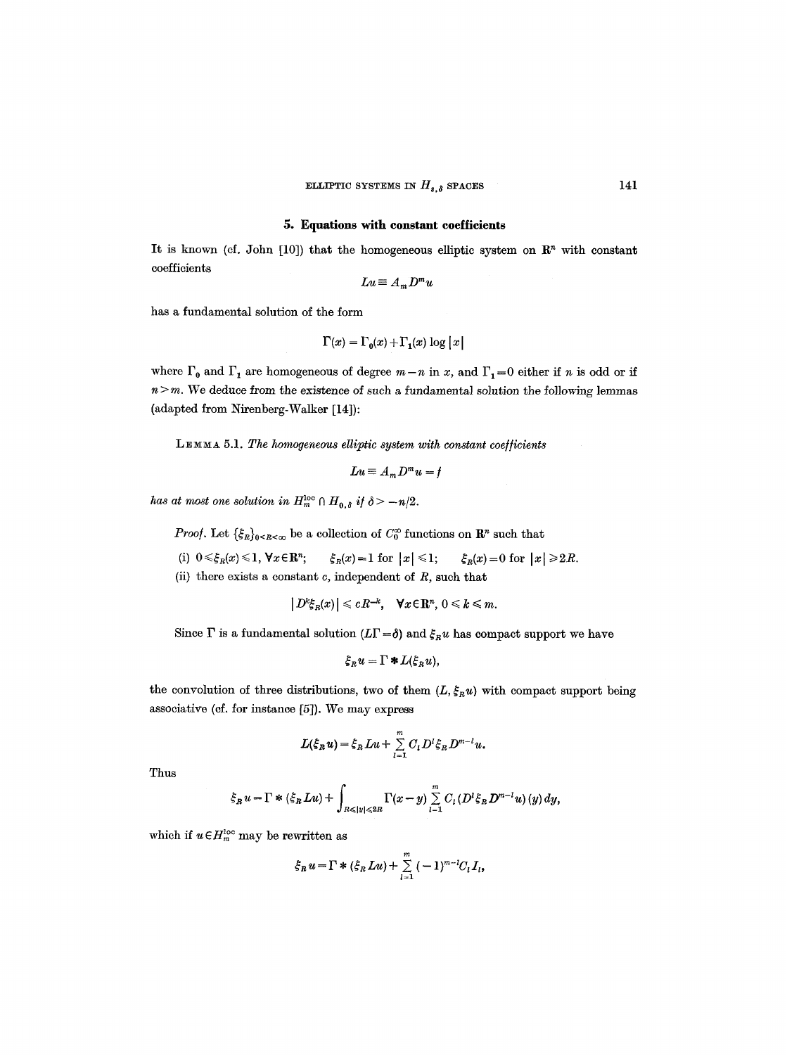## 5. Equations with constant coefficients

It is known (cf. John [10]) that the homogeneous elliptic system on $\mathbf{R}^n$ with constant coefficients

$$Lu \equiv A_m D^m u$$

has a fundamental solution of the form

$$\Gamma(x) = \Gamma_0(x) + \Gamma_1(x) \log |x|$$

where $\Gamma_0$ and $\Gamma_1$ are homogeneous of degree $m-n$ in $x$, and $\Gamma_1 = 0$ either if $n$ is odd or if $n > m$. We deduce from the existence of such a fundamental solution the following lemmas (adapted from Nirenberg-Walker [14]):

LEMMA 5.1. *The homogeneous elliptic system with constant coefficients*

$$Lu \equiv A_m D^m u = f$$

*has at most one solution in* $H_m^{\text{loc}} \cap H_{0,\delta}$ *if* $\delta > -n/2$.

*Proof.* Let $\{\xi_R\}_{0<R<\infty}$ be a collection of $C_0^\infty$ functions on $\mathbf{R}^n$ such that

(i) $0 \leqslant \xi_R(x) \leqslant 1$, $\forall x \in \mathbf{R}^n$; $\quad \xi_R(x) = 1$ for $|x| \leqslant 1$; $\quad \xi_R(x) = 0$ for $|x| \geqslant 2R$.

(ii) there exists a constant $c$, independent of $R$, such that

$$|D^k \xi_R(x)| \leqslant cR^{-k}, \quad \forall x \in \mathbf{R}^n, \ 0 \leqslant k \leqslant m.$$

Since $\Gamma$ is a fundamental solution ($L\Gamma = \delta$) and $\xi_R u$ has compact support we have

$$\xi_R u = \Gamma * L(\xi_R u),$$

the convolution of three distributions, two of them $(L, \xi_R u)$ with compact support being associative (cf. for instance [5]). We may express

$$L(\xi_R u) = \xi_R Lu + \sum_{l=1}^{m} C_l D^l \xi_R D^{m-l} u.$$

Thus

$$\xi_R u = \Gamma * (\xi_R Lu) + \int_{R \leqslant |y| \leqslant 2R} \Gamma(x-y) \sum_{l=1}^{m} C_l (D^l \xi_R D^{m-l} u)(y)\, dy,$$

which if $u \in H_m^{\text{loc}}$ may be rewritten as

$$\xi_R u = \Gamma * (\xi_R Lu) + \sum_{l=1}^{m} (-1)^{m-l} C_l I_l,$$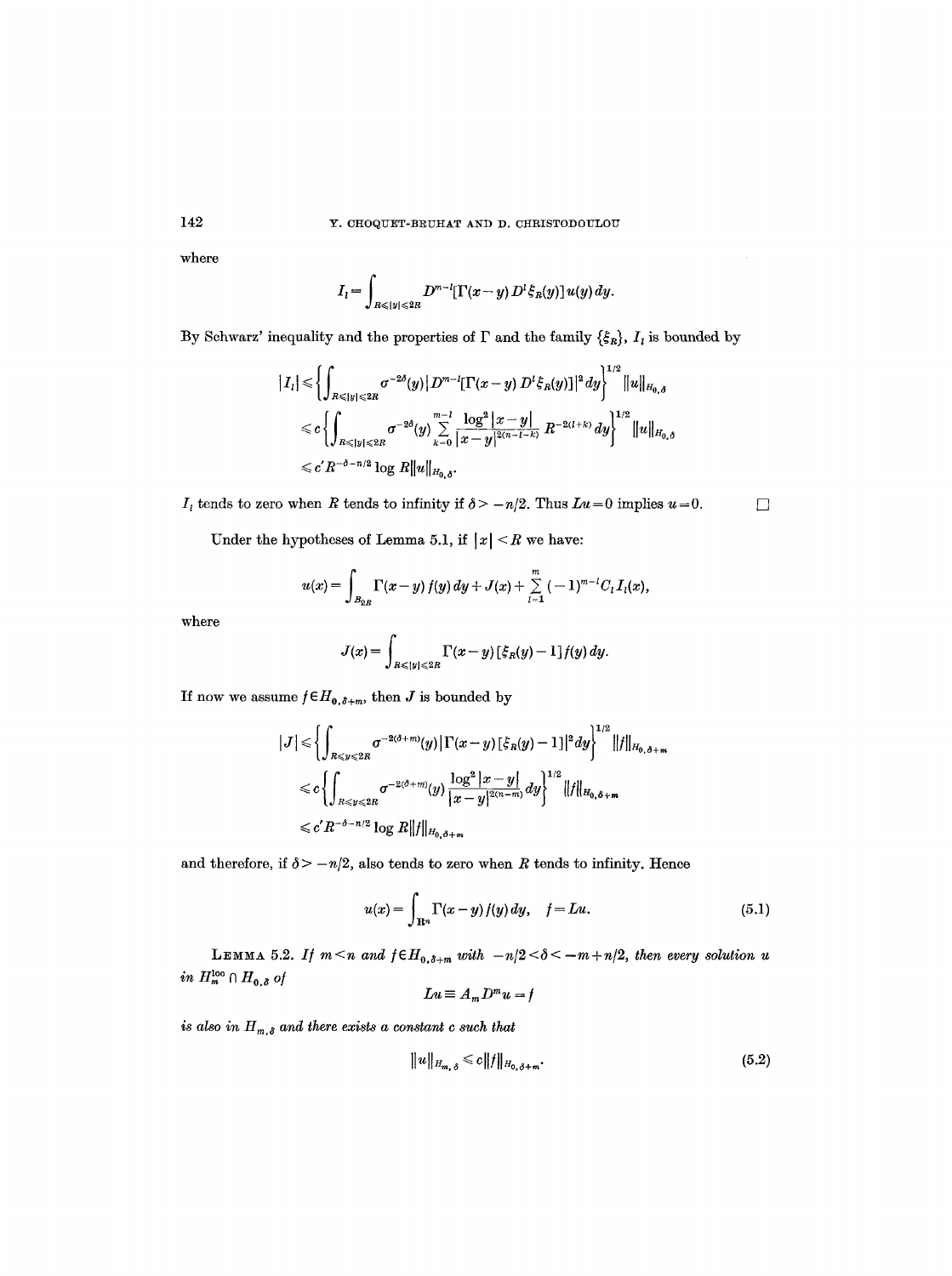where

$$I_l = \int_{R \leqslant |y| \leqslant 2R} D^{m-l}[\Gamma(x-y)\, D^l \xi_R(y)]\, u(y)\, dy.$$

By Schwarz' inequality and the properties of $\Gamma$ and the family $\{\xi_R\}$, $I_l$ is bounded by

$$\begin{aligned}
|I_l| &\leqslant \left\{ \int_{R \leqslant |y| \leqslant 2R} \sigma^{-2\delta}(y) \, |D^{m-l}[\Gamma(x-y)\, D^l \xi_R(y)]|^2 dy \right\}^{1/2} \|u\|_{H_{0,\delta}} \\
&\leqslant c \left\{ \int_{R \leqslant |y| \leqslant 2R} \sigma^{-2\delta}(y) \sum_{k=0}^{m-l} \frac{\log^2 |x-y|}{|x-y|^{2(n-l-k)}} R^{-2(l+k)} dy \right\}^{1/2} \|u\|_{H_{0,\delta}} \\
&\leqslant c' R^{-\delta - n/2} \log R \|u\|_{H_{0,\delta}}.
\end{aligned}$$

$I_l$ tends to zero when $R$ tends to infinity if $\delta > -n/2$. Thus $Lu = 0$ implies $u = 0$. □

Under the hypotheses of Lemma 5.1, if $|x| < R$ we have:

$$u(x) = \int_{B_{2R}} \Gamma(x-y)\, f(y)\, dy + J(x) + \sum_{l=1}^{m} (-1)^{m-l} C_l I_l(x),$$

where

$$J(x) = \int_{R \leqslant |y| \leqslant 2R} \Gamma(x-y)\, [\xi_R(y) - 1] f(y)\, dy.$$

If now we assume $f \in H_{0,\delta+m}$, then $J$ is bounded by

$$\begin{aligned}
|J| &\leqslant \left\{ \int_{R \leqslant y \leqslant 2R} \sigma^{-2(\delta+m)}(y) \, |\Gamma(x-y)\, [\xi_R(y) - 1]|^2 dy \right\}^{1/2} \|f\|_{H_{0,\delta+m}} \\
&\leqslant c \left\{ \int_{R \leqslant y \leqslant 2R} \sigma^{-2(\delta+m)}(y) \frac{\log^2 |x-y|}{|x-y|^{2(n-m)}} dy \right\}^{1/2} \|f\|_{H_{0,\delta+m}} \\
&\leqslant c' R^{-\delta - n/2} \log R \|f\|_{H_{0,\delta+m}}
\end{aligned}$$

and therefore, if $\delta > -n/2$, also tends to zero when $R$ tends to infinity. Hence

$$u(x) = \int_{\mathbf{R}^n} \Gamma(x-y)\, f(y)\, dy, \quad f = Lu. \tag{5.1}$$

**Lemma 5.2.** *If $m < n$ and $f \in H_{0,\delta+m}$ with $-n/2 < \delta < -m + n/2$, then every solution $u$ in $H_m^{\text{loc}} \cap H_{0,\delta}$ of*

$$Lu \equiv A_m D^m u = f$$

*is also in $H_{m,\delta}$ and there exists a constant $c$ such that*

$$\|u\|_{H_{m,\delta}} \leqslant c \|f\|_{H_{0,\delta+m}}. \tag{5.2}$$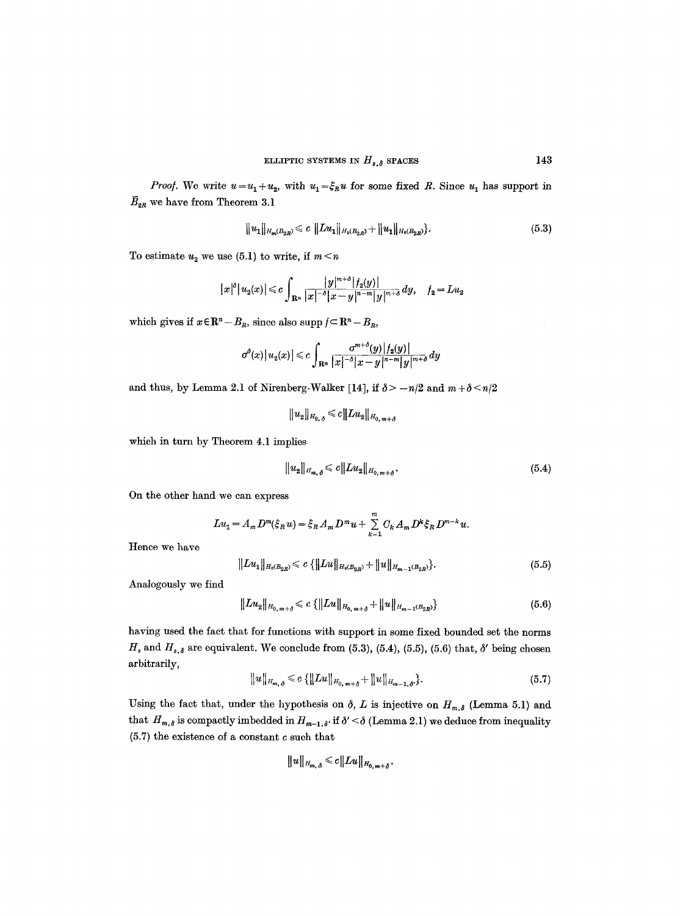*Proof.* We write $u = u_1 + u_2$, with $u_1 = \xi_R u$ for some fixed $R$. Since $u_1$ has support in $\bar{B}_{2R}$ we have from Theorem 3.1

$$\|u_1\|_{H_m(B_{2R})} \leq c\ \|Lu_1\|_{H_0(B_{2R})} + \|u_1\|_{H_0(B_{2R})}\}. \tag{5.3}$$

To estimate $u_2$ we use (5.1) to write, if $m < n$

$$|x|^\delta |u_2(x)| \leq c \int_{\mathbf{R}^n} \frac{|y|^{m+\delta} |f_2(y)|}{|x|^{-\delta} |x-y|^{n-m} |y|^{m+\delta}} dy, \quad f_2 = Lu_2$$

which gives if $x \in \mathbf{R}^n - B_R$, since also supp $f \subset \mathbf{R}^n - B_R$,

$$\sigma^\delta(x) |u_2(x)| \leq c \int_{\mathbf{R}^n} \frac{\sigma^{m+\delta}(y) |f_2(y)|}{|x|^{-\delta} |x-y|^{n-m} |y|^{m+\delta}} dy$$

and thus, by Lemma 2.1 of Nirenberg-Walker [14], if $\delta > -n/2$ and $m + \delta < n/2$

$$\|u_2\|_{H_{0,\delta}} \leq c \|Lu_2\|_{H_{0,m+\delta}}$$

which in turn by Theorem 4.1 implies

$$\|u_2\|_{H_{m,\delta}} \leq c \|Lu_2\|_{H_{0,m+\delta}}. \tag{5.4}$$

On the other hand we can express

$$Lu_1 = A_m D^m(\xi_R u) = \xi_R A_m D^m u + \sum_{k=1}^{m} C_k A_m D^k \xi_R D^{m-k} u.$$

Hence we have

$$\|Lu_1\|_{H_0(B_{2R})} \leq c\ \{\|Lu\|_{H_0(B_{2R})} + \|u\|_{H_{m-1}(B_{2R})}\}. \tag{5.5}$$

Analogously we find

$$\|Lu_2\|_{H_{0,m+\delta}} \leq c\ \{\|Lu\|_{H_{0,m+\delta}} + \|u\|_{H_{m-1}(B_{2R})}\} \tag{5.6}$$

having used the fact that for functions with support in some fixed bounded set the norms $H_s$ and $H_{s,\delta}$ are equivalent. We conclude from (5.3), (5.4), (5.5), (5.6) that, $\delta'$ being chosen arbitrarily,

$$\|u\|_{H_{m,\delta}} \leq c\ \{\|Lu\|_{H_{0,m+\delta}} + \|u\|_{H_{m-1,\delta'}}\}. \tag{5.7}$$

Using the fact that, under the hypothesis on $\delta$, $L$ is injective on $H_{m,\delta}$ (Lemma 5.1) and that $H_{m,\delta}$ is compactly imbedded in $H_{m-1,\delta'}$ if $\delta' < \delta$ (Lemma 2.1) we deduce from inequality (5.7) the existence of a constant $c$ such that

$$\|u\|_{H_{m,\delta}} \leq c \|Lu\|_{H_{0,m+\delta}}.$$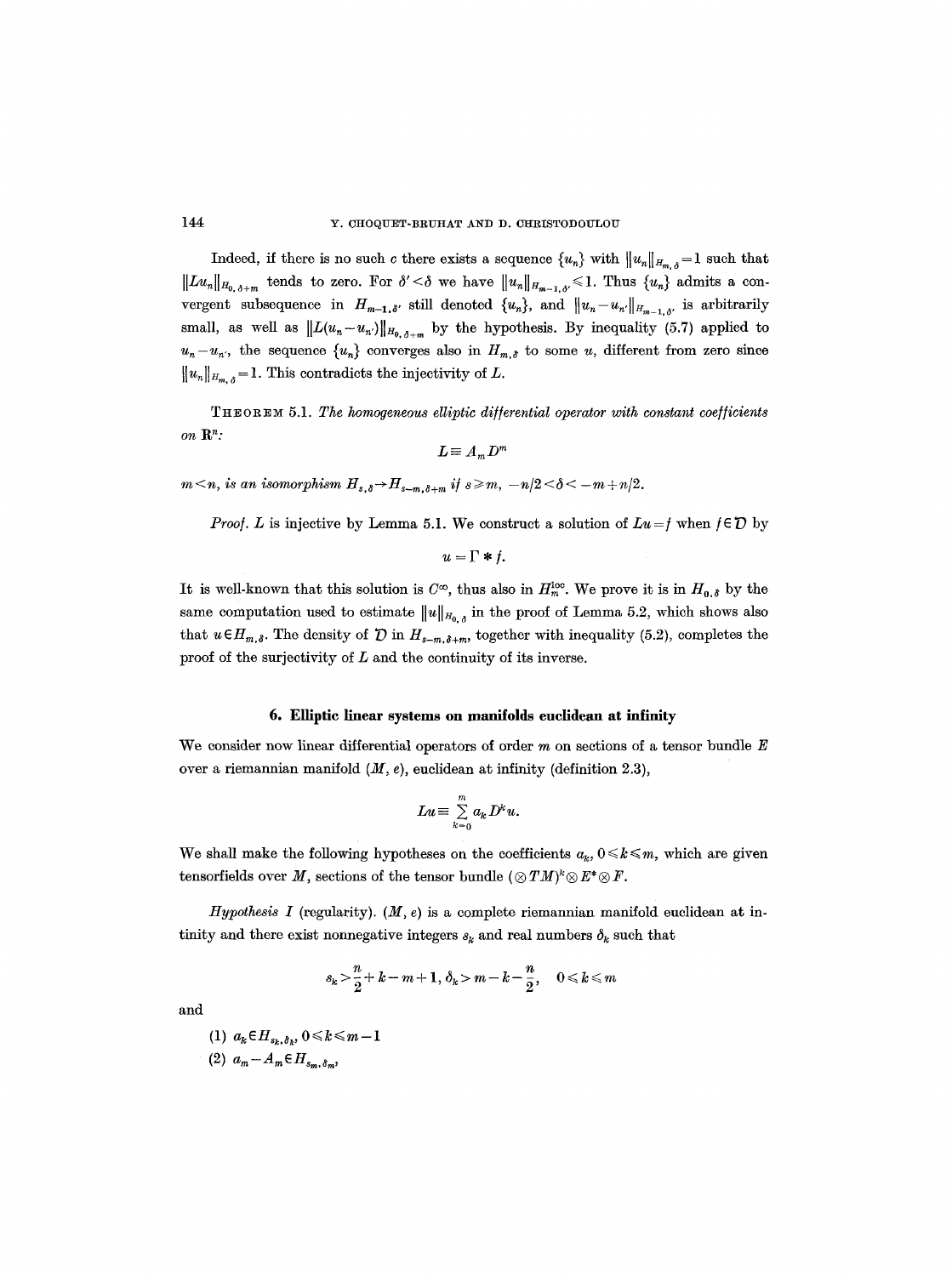Indeed, if there is no such $c$ there exists a sequence $\{u_n\}$ with $\|u_n\|_{H_{m,\delta}}=1$ such that $\|Lu_n\|_{H_{0,\delta+m}}$ tends to zero. For $\delta'<\delta$ we have $\|u_n\|_{H_{m-1,\delta'}}\leq 1$. Thus $\{u_n\}$ admits a convergent subsequence in $H_{m-1,\delta'}$ still denoted $\{u_n\}$, and $\|u_n-u_{n'}\|_{H_{m-1,\delta'}}$ is arbitrarily small, as well as $\|L(u_n-u_{n'})\|_{H_{0,\delta+m}}$ by the hypothesis. By inequality (5.7) applied to $u_n-u_{n'}$, the sequence $\{u_n\}$ converges also in $H_{m,\delta}$ to some $u$, different from zero since $\|u_n\|_{H_{m,\delta}}=1$. This contradicts the injectivity of $L$.

THEOREM 5.1. *The homogeneous elliptic differential operator with constant coefficients on* $\mathbf{R}^n$:

$$L\equiv A_m D^m$$

$m<n$, *is an isomorphism* $H_{s,\delta}\to H_{s-m,\delta+m}$ *if* $s\geq m$, $-n/2<\delta<-m+n/2$.

*Proof.* $L$ is injective by Lemma 5.1. We construct a solution of $Lu=f$ when $f\in \mathcal{D}$ by

$$u=\Gamma * f.$$

It is well-known that this solution is $C^\infty$, thus also in $H_m^{\text{loc}}$. We prove it is in $H_{0,\delta}$ by the same computation used to estimate $\|u\|_{H_{0,\delta}}$ in the proof of Lemma 5.2, which shows also that $u\in H_{m,\delta}$. The density of $\mathcal{D}$ in $H_{s-m,\delta+m}$, together with inequality (5.2), completes the proof of the surjectivity of $L$ and the continuity of its inverse.

## 6. Elliptic linear systems on manifolds euclidean at infinity

We consider now linear differential operators of order $m$ on sections of a tensor bundle $E$ over a riemannian manifold $(M, e)$, euclidean at infinity (definition 2.3),

$$Lu\equiv \sum_{k=0}^{m} a_k D^k u.$$

We shall make the following hypotheses on the coefficients $a_k$, $0\leq k\leq m$, which are given tensorfields over $M$, sections of the tensor bundle $(\otimes TM)^k\otimes E^*\otimes F$.

*Hypothesis I* (regularity). $(M, e)$ is a complete riemannian manifold euclidean at infinity and there exist nonnegative integers $s_k$ and real numbers $\delta_k$ such that

$$s_k>\frac{n}{2}+k-m+1,\ \delta_k>m-k-\frac{n}{2},\quad 0\leq k\leq m$$

and

(1) $a_k\in H_{s_k,\delta_k}$, $0\leq k\leq m-1$

(2) $a_m-A_m\in H_{s_m,\delta_m}$,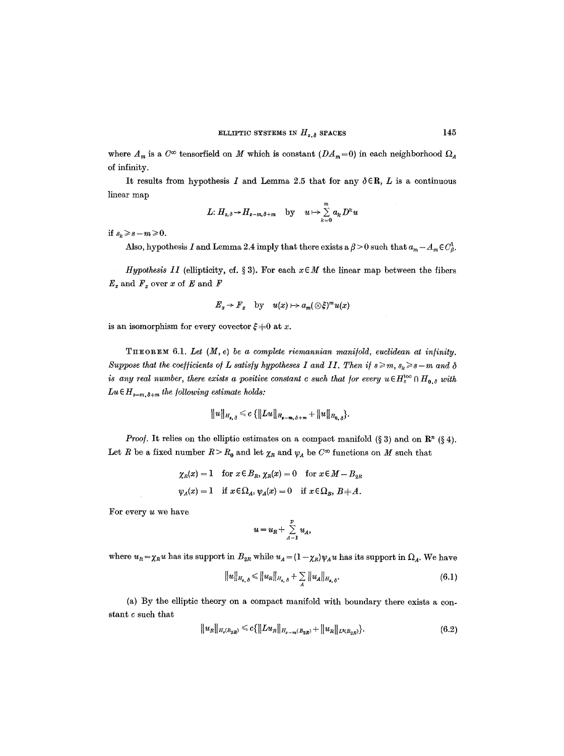where $A_m$ is a $C^\infty$ tensorfield on $M$ which is constant ($DA_m = 0$) in each neighborhood $\Omega_A$ of infinity.

It results from hypothesis $I$ and Lemma 2.5 that for any $\delta \in \mathbf{R}$, $L$ is a continuous linear map

$$L: H_{s,\delta} \to H_{s-m,\delta+m} \quad \text{by} \quad u \mapsto \sum_{k=0}^{m} a_k D^k u$$

if $s_k \geq s - m \geq 0$.

Also, hypothesis $I$ and Lemma 2.4 imply that there exists a $\beta > 0$ such that $a_m - A_m \in C^1_\beta$.

*Hypothesis II* (ellipticity, cf. § 3). For each $x \in M$ the linear map between the fibers $E_x$ and $F_x$ over $x$ of $E$ and $F$

$$E_x \to F_x \quad \text{by} \quad u(x) \mapsto a_m(\otimes \xi)^m u(x)$$

is an isomorphism for every covector $\xi \neq 0$ at $x$.

THEOREM 6.1. *Let $(M, e)$ be a complete riemannian manifold, euclidean at infinity. Suppose that the coefficients of $L$ satisfy hypotheses $I$ and $II$. Then if $s \geq m$, $s_k \geq s - m$ and $\delta$ is any real number, there exists a positive constant $c$ such that for every $u \in H_s^{\text{loc}} \cap H_{0,\delta}$ with $Lu \in H_{s-m,\delta+m}$ the following estimate holds:*

$$\|u\|_{H_{s,\delta}} \leq c\,\{\|Lu\|_{H_{s-m,\delta+m}} + \|u\|_{H_{0,\delta}}\}.$$

*Proof.* It relies on the elliptic estimates on a compact manifold (§ 3) and on $\mathbf{R}^n$ (§ 4). Let $R$ be a fixed number $R > R_0$ and let $\chi_R$ and $\psi_A$ be $C^\infty$ functions on $M$ such that

$$\chi_R(x) = 1 \quad \text{for } x \in B_R,\ \chi_R(x) = 0 \quad \text{for } x \in M - B_{2R}$$

$$\psi_A(x) = 1 \quad \text{if } x \in \Omega_A,\ \psi_A(x) = 0 \quad \text{if } x \in \Omega_B,\ B \neq A.$$

For every $u$ we have

$$u = u_R + \sum_{A=1}^{p} u_A,$$

where $u_R = \chi_R u$ has its support in $B_{2R}$ while $u_A = (1 - \chi_R)\psi_A u$ has its support in $\Omega_A$. We have

$$\|u\|_{H_{s,\delta}} \leq \|u_R\|_{H_{s,\delta}} + \sum_A \|u_A\|_{H_{s,\delta}}. \tag{6.1}$$

(a) By the elliptic theory on a compact manifold with boundary there exists a constant $c$ such that

$$\|u_R\|_{H_s(B_{2R})} \leq c\{\|Lu_R\|_{H_{s-m}(B_{2R})} + \|u_R\|_{L^2(B_{2R})}\}. \tag{6.2}$$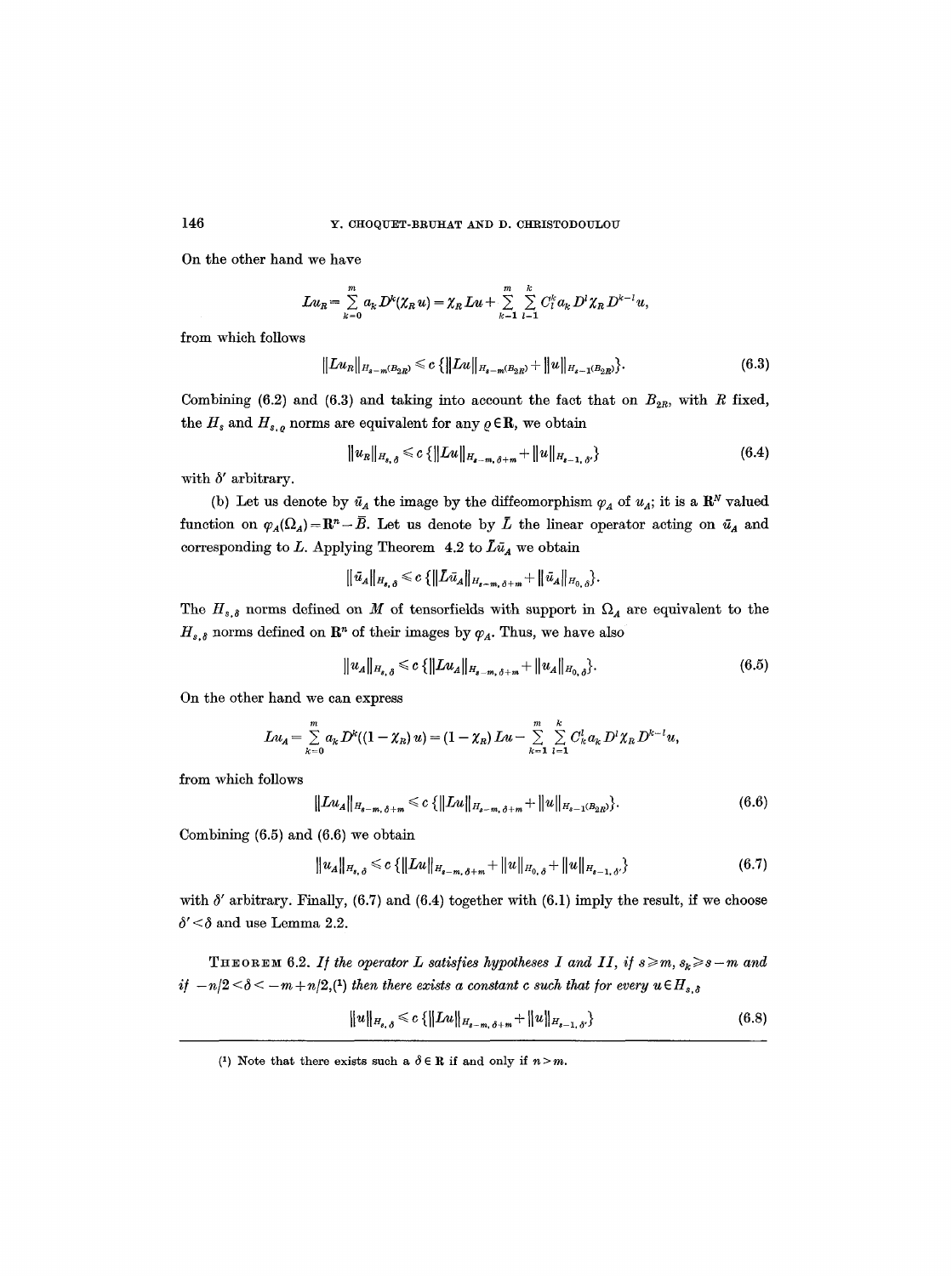On the other hand we have

$$Lu_R = \sum_{k=0}^{m} a_k D^k(\chi_R u) = \chi_R Lu + \sum_{k=1}^{m} \sum_{l=1}^{k} C_l^k a_k D^l \chi_R D^{k-l} u,$$

from which follows

$$\|Lu_R\|_{H_{s-m}(B_{2R})} \leqslant c\,\{\|Lu\|_{H_{s-m}(B_{2R})} + \|u\|_{H_{s-1}(B_{2R})}\}. \tag{6.3}$$

Combining (6.2) and (6.3) and taking into account the fact that on $B_{2R}$, with $R$ fixed, the $H_s$ and $H_{s,\varrho}$ norms are equivalent for any $\varrho \in \mathbf{R}$, we obtain

$$\|u_R\|_{H_{s,\delta}} \leqslant c\,\{\|Lu\|_{H_{s-m,\delta+m}} + \|u\|_{H_{s-1,\delta'}}\} \tag{6.4}$$

with $\delta'$ arbitrary.

(b) Let us denote by $\tilde{u}_A$ the image by the diffeomorphism $\varphi_A$ of $u_A$; it is a $\mathbf{R}^N$ valued function on $\varphi_A(\Omega_A) = \mathbf{R}^n - \bar{B}$. Let us denote by $\tilde{L}$ the linear operator acting on $\tilde{u}_A$ and corresponding to $L$. Applying Theorem 4.2 to $\tilde{L}\tilde{u}_A$ we obtain

$$\|\tilde{u}_A\|_{H_{s,\delta}} \leqslant c\,\{\|\tilde{L}\tilde{u}_A\|_{H_{s-m,\delta+m}} + \|\tilde{u}_A\|_{H_{0,\delta}}\}.$$

The $H_{s,\delta}$ norms defined on $M$ of tensorfields with support in $\Omega_A$ are equivalent to the $H_{s,\delta}$ norms defined on $\mathbf{R}^n$ of their images by $\varphi_A$. Thus, we have also

$$\|u_A\|_{H_{s,\delta}} \leqslant c\,\{\|Lu_A\|_{H_{s-m,\delta+m}} + \|u_A\|_{H_{0,\delta}}\}. \tag{6.5}$$

On the other hand we can express

$$Lu_A = \sum_{k=0}^{m} a_k D^k((1-\chi_R)\,u) = (1-\chi_R)\,Lu - \sum_{k=1}^{m} \sum_{l=1}^{k} C_k^l a_k D^l \chi_R D^{k-l} u,$$

from which follows

$$\|Lu_A\|_{H_{s-m,\delta+m}} \leqslant c\,\{\|Lu\|_{H_{s-m,\delta+m}} + \|u\|_{H_{s-1}(B_{2R})}\}. \tag{6.6}$$

Combining (6.5) and (6.6) we obtain

$$\|u_A\|_{H_{s,\delta}} \leqslant c\,\{\|Lu\|_{H_{s-m,\delta+m}} + \|u\|_{H_{0,\delta}} + \|u\|_{H_{s-1,\delta'}}\} \tag{6.7}$$

with $\delta'$ arbitrary. Finally, (6.7) and (6.4) together with (6.1) imply the result, if we choose $\delta' < \delta$ and use Lemma 2.2.

THEOREM 6.2. *If the operator $L$ satisfies hypotheses I and II, if $s \geqslant m$, $s_k \geqslant s - m$ and if $-n/2 < \delta < -m + n/2$,*(1) *then there exists a constant $c$ such that for every $u \in H_{s,\delta}$*

$$\|u\|_{H_{s,\delta}} \leqslant c\,\{\|Lu\|_{H_{s-m,\delta+m}} + \|u\|_{H_{s-1,\delta'}}\} \tag{6.8}$$

---

(1) Note that there exists such a $\delta \in \mathbf{R}$ if and only if $n > m$.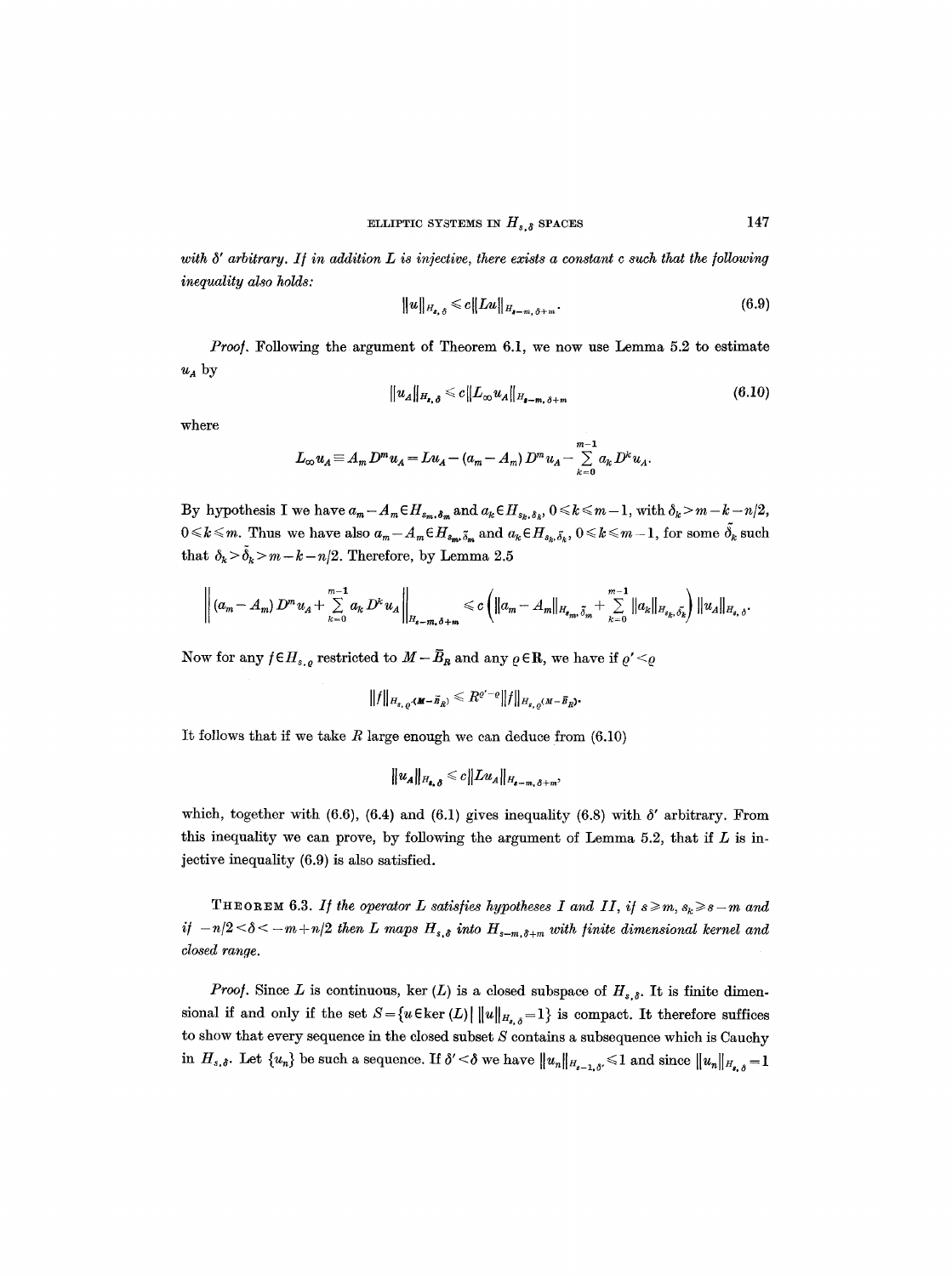*with $\delta'$ arbitrary. If in addition $L$ is injective, there exists a constant $c$ such that the following inequality also holds:*

$$\|u\|_{H_{s,\delta}} \leqslant c\|Lu\|_{H_{s-m,\delta+m}}. \tag{6.9}$$

*Proof.* Following the argument of Theorem 6.1, we now use Lemma 5.2 to estimate $u_A$ by

$$\|u_A\|_{H_{s,\delta}} \leqslant c\|L_\infty u_A\|_{H_{s-m,\delta+m}} \tag{6.10}$$

where

$$L_\infty u_A \equiv A_m D^m u_A = Lu_A - (a_m - A_m)\, D^m u_A - \sum_{k=0}^{m-1} a_k D^k u_A.$$

By hypothesis I we have $a_m - A_m \in H_{s_m, \delta_m}$ and $a_k \in H_{s_k, \delta_k}$, $0 \leqslant k \leqslant m-1$, with $\delta_k > m-k-n/2$, $0 \leqslant k \leqslant m$. Thus we have also $a_m - A_m \in H_{s_m, \tilde{\delta}_m}$ and $a_k \in H_{s_k, \tilde{\delta}_k}$, $0 \leqslant k \leqslant m-1$, for some $\tilde{\delta}_k$ such that $\delta_k > \tilde{\delta}_k > m-k-n/2$. Therefore, by Lemma 2.5

$$\left\| (a_m - A_m)\, D^m u_A + \sum_{k=0}^{m-1} a_k D^k u_A \right\|_{H_{s-m,\delta+m}} \leqslant c \left( \|a_m - A_m\|_{H_{s_m, \tilde{\delta}_m}} + \sum_{k=0}^{m-1} \|a_k\|_{H_{s_k, \tilde{\delta}_k}} \right) \|u_A\|_{H_{s,\delta}}.$$

Now for any $f \in H_{s,\varrho}$ restricted to $M - \bar{B}_R$ and any $\varrho \in \mathbf{R}$, we have if $\varrho' < \varrho$

$$\|f\|_{H_{s,\varrho'}(M-\bar{B}_R)} \leqslant R^{\varrho'-\varrho}\|f\|_{H_{s,\varrho}(M-\bar{B}_R)}.$$

It follows that if we take $R$ large enough we can deduce from (6.10)

$$\|u_A\|_{H_{s,\delta}} \leqslant c\|Lu_A\|_{H_{s-m,\delta+m}},$$

which, together with (6.6), (6.4) and (6.1) gives inequality (6.8) with $\delta'$ arbitrary. From this inequality we can prove, by following the argument of Lemma 5.2, that if $L$ is injective inequality (6.9) is also satisfied.

THEOREM 6.3. *If the operator $L$ satisfies hypotheses I and II, if $s \geqslant m$, $s_k \geqslant s-m$ and if $-n/2 < \delta < -m + n/2$ then $L$ maps $H_{s,\delta}$ into $H_{s-m,\delta+m}$ with finite dimensional kernel and closed range.*

*Proof.* Since $L$ is continuous, $\ker(L)$ is a closed subspace of $H_{s,\delta}$. It is finite dimensional if and only if the set $S = \{u \in \ker(L) \,|\, \|u\|_{H_{s,\delta}} = 1\}$ is compact. It therefore suffices to show that every sequence in the closed subset $S$ contains a subsequence which is Cauchy in $H_{s,\delta}$. Let $\{u_n\}$ be such a sequence. If $\delta' < \delta$ we have $\|u_n\|_{H_{s-1,\delta'}} \leqslant 1$ and since $\|u_n\|_{H_{s,\delta}} = 1$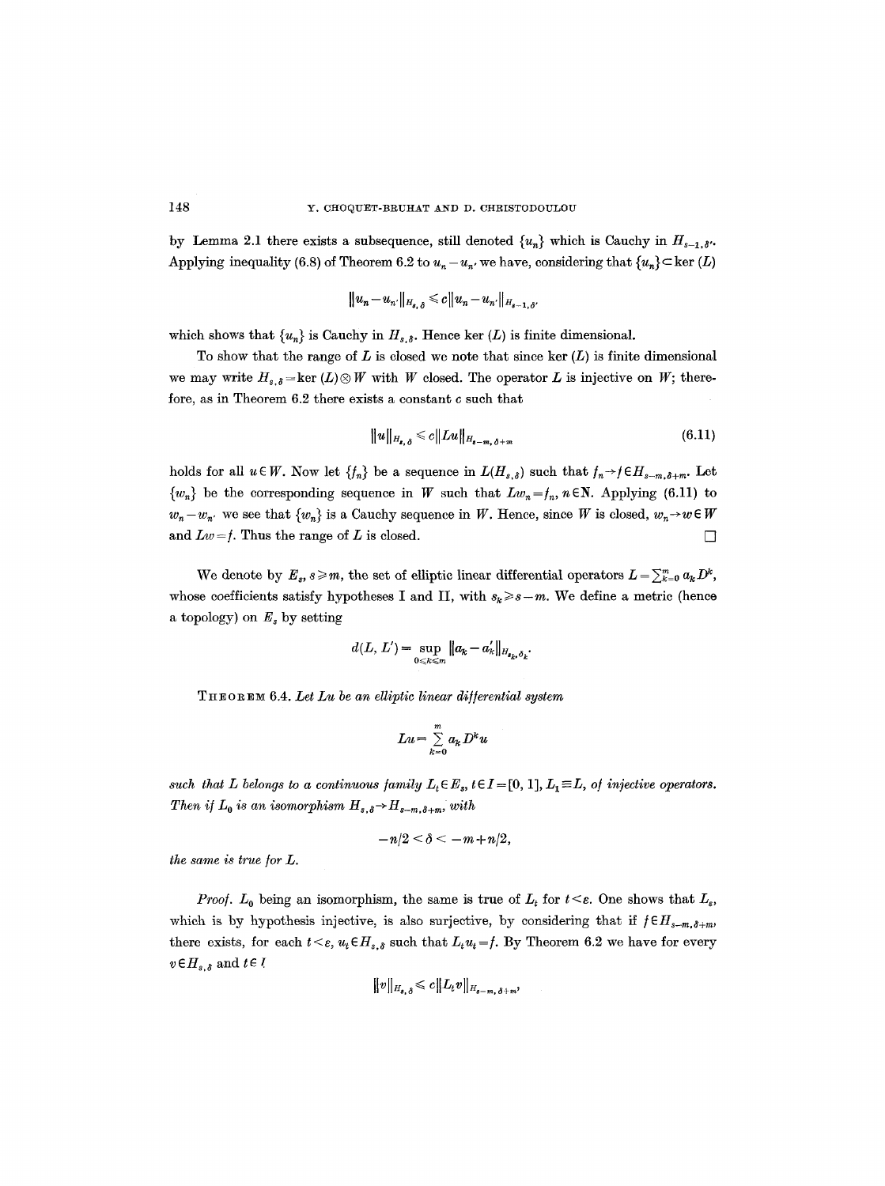by Lemma 2.1 there exists a subsequence, still denoted $\{u_n\}$ which is Cauchy in $H_{s-1,\delta'}$. Applying inequality (6.8) of Theorem 6.2 to $u_n - u_{n'}$ we have, considering that $\{u_n\} \subset \ker(L)$

$$\|u_n - u_{n'}\|_{H_{s,\delta}} \leqslant c\|u_n - u_{n'}\|_{H_{s-1,\delta'}}$$

which shows that $\{u_n\}$ is Cauchy in $H_{s,\delta}$. Hence ker $(L)$ is finite dimensional.

To show that the range of $L$ is closed we note that since ker $(L)$ is finite dimensional we may write $H_{s,\delta} = \ker(L) \otimes W$ with $W$ closed. The operator $L$ is injective on $W$; therefore, as in Theorem 6.2 there exists a constant $c$ such that

$$\|u\|_{H_{s,\delta}} \leqslant c\|Lu\|_{H_{s-m,\delta+m}} \tag{6.11}$$

holds for all $u \in W$. Now let $\{f_n\}$ be a sequence in $L(H_{s,\delta})$ such that $f_n \to f \in H_{s-m,\delta+m}$. Let $\{w_n\}$ be the corresponding sequence in $W$ such that $Lw_n = f_n$, $n \in \mathbf{N}$. Applying (6.11) to $w_n - w_{n'}$ we see that $\{w_n\}$ is a Cauchy sequence in $W$. Hence, since $W$ is closed, $w_n \to w \in W$ and $Lw = f$. Thus the range of $L$ is closed. □

We denote by $E_s$, $s \geqslant m$, the set of elliptic linear differential operators $L = \sum_{k=0}^{m} a_k D^k$, whose coefficients satisfy hypotheses I and II, with $s_k \geqslant s - m$. We define a metric (hence a topology) on $E_s$ by setting

$$d(L, L') = \sup_{0 \leqslant k \leqslant m} \|a_k - a'_k\|_{H_{s_k,\delta_k}}.$$

THEOREM 6.4. *Let $Lu$ be an elliptic linear differential system*

$$Lu = \sum_{k=0}^{m} a_k D^k u$$

*such that $L$ belongs to a continuous family $L_t \in E_s$, $t \in I = [0, 1]$, $L_1 \equiv L$, of injective operators. Then if $L_0$ is an isomorphism $H_{s,\delta} \to H_{s-m,\delta+m}$, with*

$$-n/2 < \delta < -m + n/2,$$

*the same is true for $L$.*

*Proof.* $L_0$ being an isomorphism, the same is true of $L_t$ for $t < \varepsilon$. One shows that $L_\varepsilon$, which is by hypothesis injective, is also surjective, by considering that if $f \in H_{s-m,\delta+m}$, there exists, for each $t < \varepsilon$, $u_t \in H_{s,\delta}$ such that $L_t u_t = f$. By Theorem 6.2 we have for every $v \in H_{s,\delta}$ and $t \in I$

$$\|v\|_{H_{s,\delta}} \leqslant c\|L_t v\|_{H_{s-m,\delta+m}},$$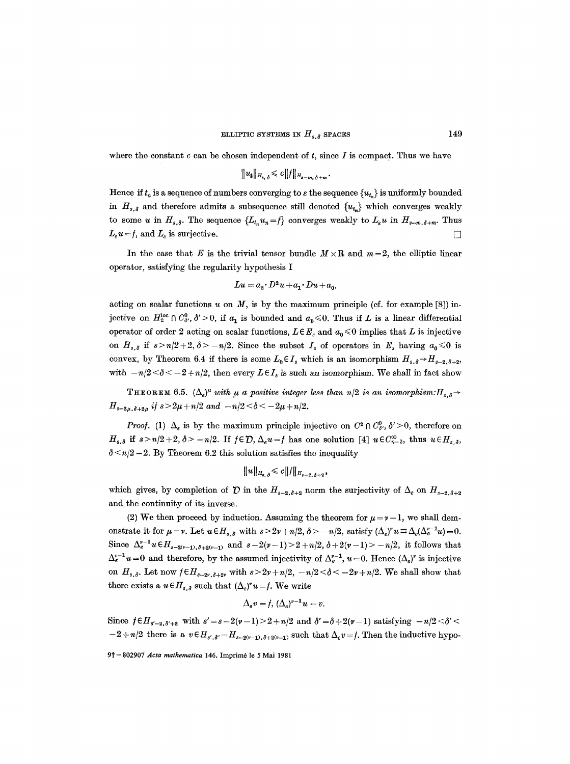where the constant $c$ can be chosen independent of $t$, since $I$ is compact. Thus we have

$$\|u_t\|_{H_{s,\delta}} \leq c\|f\|_{H_{s-m,\delta+m}}.$$

Hence if $t_n$ is a sequence of numbers converging to $\varepsilon$ the sequence $\{u_{t_n}\}$ is uniformly bounded in $H_{s,\delta}$ and therefore admits a subsequence still denoted $\{u_{t_n}\}$ which converges weakly to some $u$ in $H_{s,\delta}$. The sequence $\{L_{t_n}u_n = f\}$ converges weakly to $L_\varepsilon u$ in $H_{s-m,\delta+m}$. Thus $L_\varepsilon u = f$, and $L_\varepsilon$ is surjective. □

In the case that $E$ is the trivial tensor bundle $M \times \mathbf{R}$ and $m=2$, the elliptic linear operator, satisfying the regularity hypothesis I

$$Lu = a_2 \cdot D^2 u + a_1 \cdot Du + a_0,$$

acting on scalar functions $u$ on $M$, is by the maximum principle (cf. for example [8]) injective on $H_2^{\text{loc}} \cap C^0_{\delta'}$, $\delta' > 0$, if $a_1$ is bounded and $a_0 \leq 0$. Thus if $L$ is a linear differential operator of order 2 acting on scalar functions, $L \in E_s$ and $a_0 \leq 0$ implies that $L$ is injective on $H_{s,\delta}$ if $s > n/2+2$, $\delta > -n/2$. Since the subset $I_s$ of operators in $E_s$ having $a_0 \leq 0$ is convex, by Theorem 6.4 if there is some $L_0 \in I_s$ which is an isomorphism $H_{s,\delta} \to H_{s-2,\delta+2}$, with $-n/2 < \delta < -2+n/2$, then every $L \in I_s$ is such an isomorphism. We shall in fact show

THEOREM 6.5. *$(\Delta_e)^\mu$ with $\mu$ a positive integer less than $n/2$ is an isomorphism: $H_{s,\delta} \to H_{s-2\mu,\delta+2\mu}$ if $s > 2\mu + n/2$ and $-n/2 < \delta < -2\mu + n/2$.*

*Proof.* (1) $\Delta_e$ is by the maximum principle injective on $C^2 \cap C^0_{\delta'}$, $\delta' > 0$, therefore on $H_{s,\delta}$ if $s > n/2+2$, $\delta > -n/2$. If $f \in \mathcal{D}$, $\Delta_e u = f$ has one solution [4] $u \in C^\infty_{n-2}$, thus $u \in H_{s,\delta}$, $\delta < n/2-2$. By Theorem 6.2 this solution satisfies the inequality

$$\|u\|_{H_{s,\delta}} \leq c\|f\|_{H_{s-2,\delta+2}},$$

which gives, by completion of $\mathcal{D}$ in the $H_{s-2,\delta+2}$ norm the surjectivity of $\Delta_e$ on $H_{s-2,\delta+2}$ and the continuity of its inverse.

(2) We then proceed by induction. Assuming the theorem for $\mu = \nu - 1$, we shall demonstrate it for $\mu = \nu$. Let $u \in H_{s,\delta}$ with $s > 2\nu + n/2$, $\delta > -n/2$, satisfy $(\Delta_e)^\nu u \equiv \Delta_e(\Delta_e^{\nu-1}u) = 0$. Since $\Delta_e^{\nu-1}u \in H_{s-2(\nu-1),\delta+2(\nu-1)}$ and $s-2(\nu-1) > 2+n/2$, $\delta+2(\nu-1) > -n/2$, it follows that $\Delta_e^{\nu-1}u = 0$ and therefore, by the assumed injectivity of $\Delta_e^{\nu-1}$, $u=0$. Hence $(\Delta_e)^\nu$ is injective on $H_{s,\delta}$. Let now $f \in H_{s-2\nu,\delta+2\nu}$ with $s > 2\nu + n/2$, $-n/2 < \delta < -2\nu + n/2$. We shall show that there exists a $u \in H_{s,\delta}$ such that $(\Delta_e)^\nu u = f$. We write

$$\Delta_e v = f, \; (\Delta_e)^{\nu-1} u = v.$$

Since $f \in H_{s'-2,\delta'+2}$ with $s' = s-2(\nu-1) > 2+n/2$ and $\delta' = \delta + 2(\nu-1)$ satisfying $-n/2 < \delta' < -2+n/2$ there is a $v \in H_{s',\delta'} = H_{s-2(\nu-1),\delta+2(\nu-1)}$ such that $\Delta_e v = f$. Then the inductive hypo-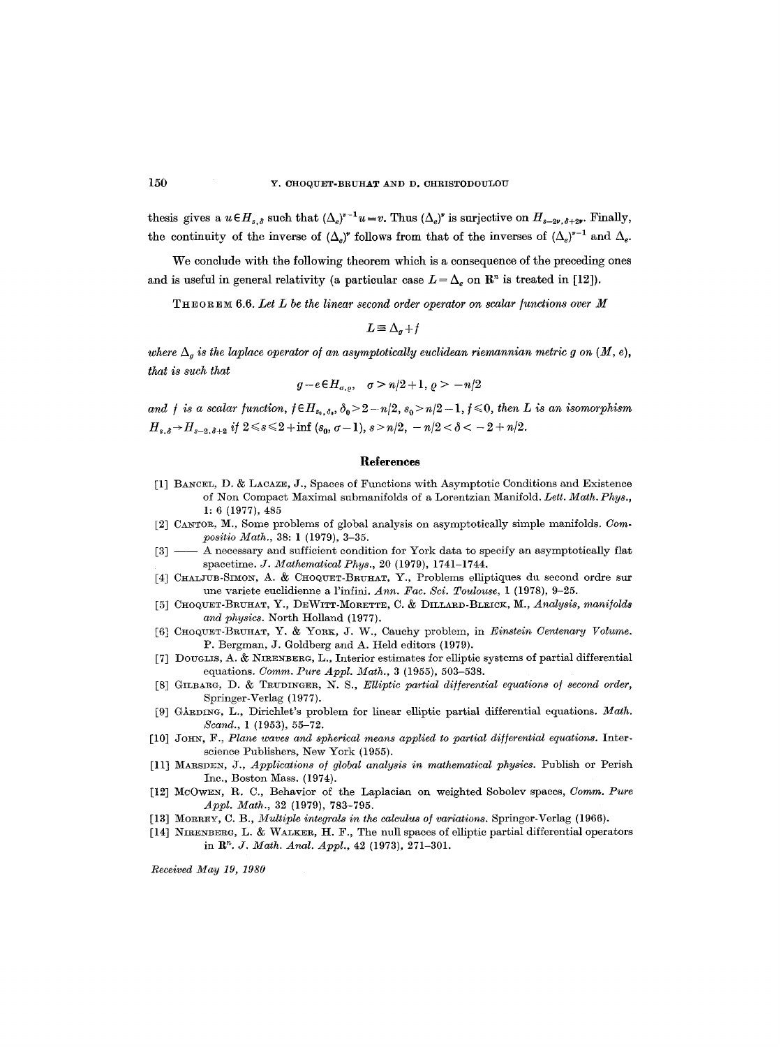thesis gives a $u \in H_{s,\delta}$ such that $(\Delta_e)^{\nu-1} u = v$. Thus $(\Delta_e)^\nu$ is surjective on $H_{s-2\nu,\delta+2\nu}$. Finally, the continuity of the inverse of $(\Delta_e)^\nu$ follows from that of the inverses of $(\Delta_e)^{\nu-1}$ and $\Delta_e$.

We conclude with the following theorem which is a consequence of the preceding ones and is useful in general relativity (a particular case $L = \Delta_e$ on $\mathbf{R}^n$ is treated in [12]).

THEOREM 6.6. *Let $L$ be the linear second order operator on scalar functions over $M$*

$$L \equiv \Delta_g + f$$

*where $\Delta_g$ is the laplace operator of an asymptotically euclidean riemannian metric $g$ on $(M, e)$, that is such that*

$$g - e \in H_{\sigma,\varrho}, \quad \sigma > n/2 + 1, \; \varrho > -n/2$$

*and $f$ is a scalar function, $f \in H_{s_0,\delta_0}$, $\delta_0 > 2 - n/2$, $s_0 > n/2 - 1$, $f \leqslant 0$, then $L$ is an isomorphism $H_{s,\delta} \to H_{s-2,\delta+2}$ if $2 \leqslant s \leqslant 2 + \inf(s_0, \sigma - 1)$, $s > n/2$, $-n/2 < \delta < -2 + n/2$.*

## References

[1] BANCEL, D. & LACAZE, J., Spaces of Functions with Asymptotic Conditions and Existence of Non Compact Maximal submanifolds of a Lorentzian Manifold. *Lett. Math. Phys.*, 1: 6 (1977), 485

[2] CANTOR, M., Some problems of global analysis on asymptotically simple manifolds. *Compositio Math.*, 38: 1 (1979), 3–35.

[3] —— A necessary and sufficient condition for York data to specify an asymptotically flat spacetime. *J. Mathematical Phys.*, 20 (1979), 1741–1744.

[4] CHALJUB-SIMON, A. & CHOQUET-BRUHAT, Y., Problems elliptiques du second ordre sur une variete euclidienne a l'infini. *Ann. Fac. Sci. Toulouse*, 1 (1978), 9–25.

[5] CHOQUET-BRUHAT, Y., DEWITT-MORETTE, C. & DILLARD-BLEICK, M., *Analysis, manifolds and physics*. North Holland (1977).

[6] CHOQUET-BRUHAT, Y. & YORK, J. W., Cauchy problem, in *Einstein Centenary Volume*. P. Bergman, J. Goldberg and A. Held editors (1979).

[7] DOUGLIS, A. & NIRENBERG, L., Interior estimates for elliptic systems of partial differential equations. *Comm. Pure Appl. Math.*, 3 (1955), 503–538.

[8] GILBARG, D. & TRUDINGER, N. S., *Elliptic partial differential equations of second order*, Springer-Verlag (1977).

[9] GÅRDING, L., Dirichlet's problem for linear elliptic partial differential equations. *Math. Scand.*, 1 (1953), 55–72.

[10] JOHN, F., *Plane waves and spherical means applied to partial differential equations*. Interscience Publishers, New York (1955).

[11] MARSDEN, J., *Applications of global analysis in mathematical physics*. Publish or Perish Inc., Boston Mass. (1974).

[12] MCOWEN, R. C., Behavior of the Laplacian on weighted Sobolev spaces, *Comm. Pure Appl. Math.*, 32 (1979), 783–795.

[13] MORREY, C. B., *Multiple integrals in the calculus of variations*. Springer-Verlag (1966).

[14] NIRENBERG, L. & WALKER, H. F., The null spaces of elliptic partial differential operators in $\mathbf{R}^n$. *J. Math. Anal. Appl.*, 42 (1973), 271–301.

*Received May 19, 1980*